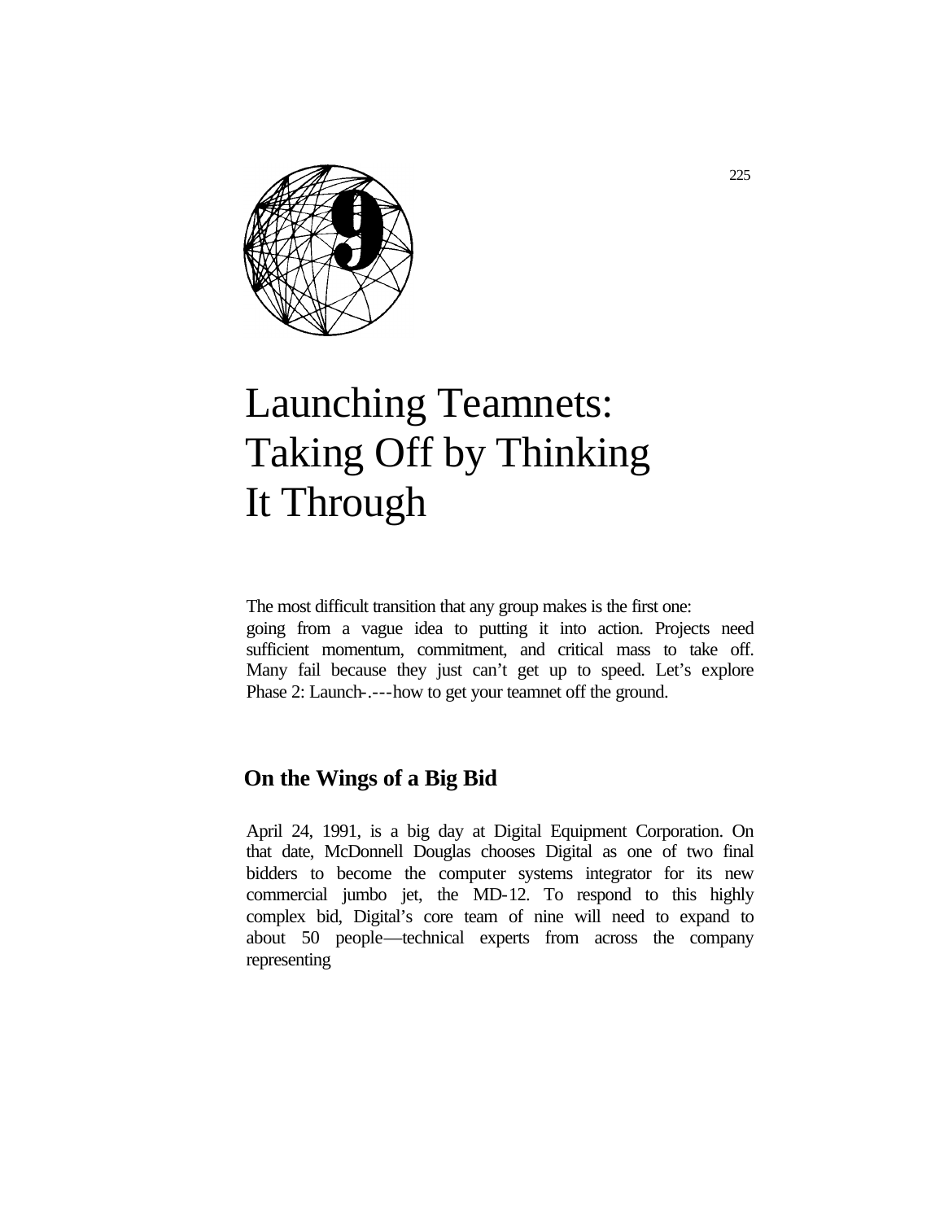# 9

# Launching Teamnets: Taking Off by Thinking It Through

The most difficult transition that any group makes is the first one: going from a vague idea to putting it into action. Projects need sufficient momentum, commitment, and critical mass to take off. Many fail because they just can't get up to speed. Let's explore Phase 2: Launch-.---how to get your teamnet off the ground.

## On the Wings of a Big Bid

April 24, 1991, is a big day at Digital Equipment Corporation. On that date, McDonnell Douglas chooses Digital as one of two final bidders to become the computer systems integrator for its new commercial jumbo jet, the MD-12. To respond to this highly complex bid, Digital's core team of nine will need to expand to about 50 people—technical experts from across the company representing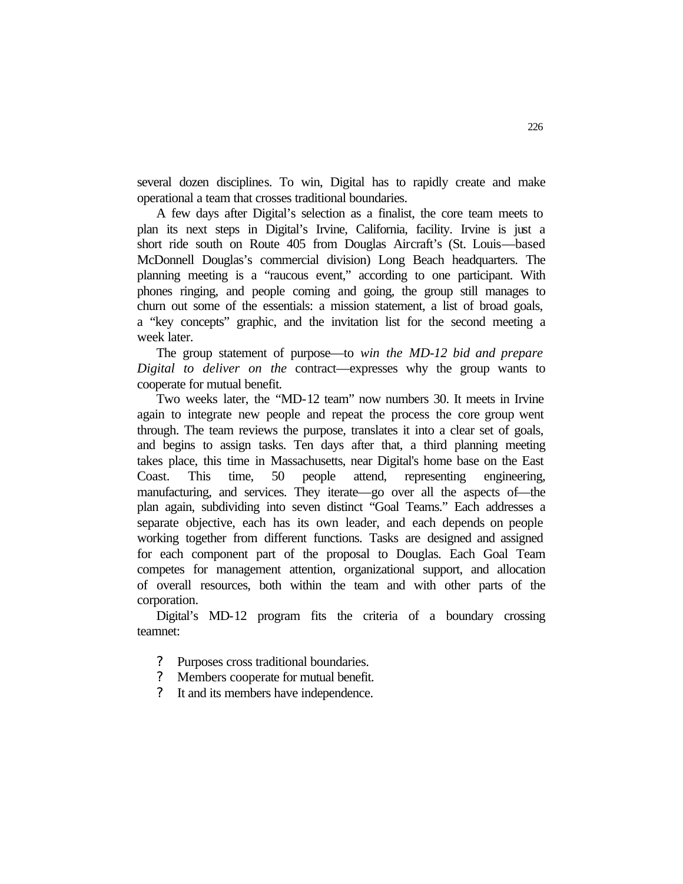several dozen disciplines. To win, Digital has to rapidly create and make operational a team that crosses traditional boundaries.

A few days after Digital's selection as a finalist, the core team meets to plan its next steps in Digital's Irvine, California, facility. Irvine is just a short ride south on Route 405 from Douglas Aircraft's (St. Louis—based McDonnell Douglas's commercial division) Long Beach headquarters. The planning meeting is a "raucous event," according to one participant. With phones ringing, and people coming and going, the group still manages to churn out some of the essentials: a mission statement, a list of broad goals, a "key concepts" graphic, and the invitation list for the second meeting a week later.

The group statement of purpose—to *win the MD-12 bid and prepare Digital to deliver on the* contract—expresses why the group wants to cooperate for mutual benefit.

Two weeks later, the "MD-12 team" now numbers 30. It meets in Irvine again to integrate new people and repeat the process the core group went through. The team reviews the purpose, translates it into a clear set of goals, and begins to assign tasks. Ten days after that, a third planning meeting takes place, this time in Massachusetts, near Digital's home base on the East Coast. This time, 50 people attend, representing engineering, manufacturing, and services. They iterate—go over all the aspects of—the plan again, subdividing into seven distinct "Goal Teams." Each addresses a separate objective, each has its own leader, and each depends on people working together from different functions. Tasks are designed and assigned for each component part of the proposal to Douglas. Each Goal Team competes for management attention, organizational support, and allocation of overall resources, both within the team and with other parts of the corporation.

Digital's MD-12 program fits the criteria of a boundary crossing teamnet:

- Purposes cross traditional boundaries.
- Members cooperate for mutual benefit.
- It and its members have independence.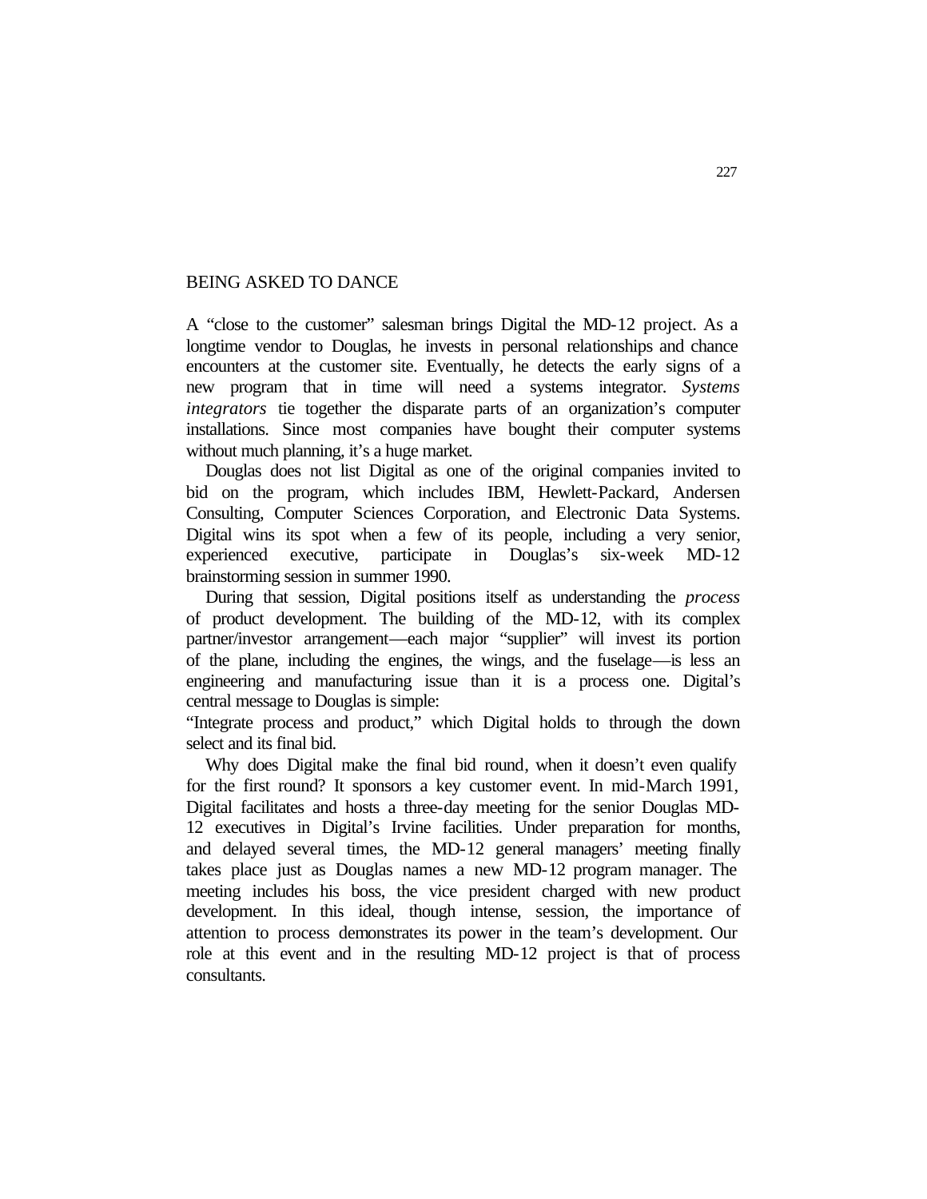## BEING ASKED TO DANCE

A "close to the customer" salesman brings Digital the MD-12 project. As a longtime vendor to Douglas, he invests in personal relationships and chance encounters at the customer site. Eventually, he detects the early signs of a new program that in time will need a systems integrator. *Systems integrators* tie together the disparate parts of an organization's computer installations. Since most companies have bought their computer systems without much planning, it's a huge market.

Douglas does not list Digital as one of the original companies invited to bid on the program, which includes IBM, Hewlett-Packard, Andersen Consulting, Computer Sciences Corporation, and Electronic Data Systems. Digital wins its spot when a few of its people, including a very senior, experienced executive, participate in Douglas's six-week MD-12 brainstorming session in summer 1990.

During that session, Digital positions itself as understanding the *process* of product development. The building of the MD-12, with its complex partner/investor arrangement—each major "supplier" will invest its portion of the plane, including the engines, the wings, and the fuselage—is less an engineering and manufacturing issue than it is a process one. Digital's central message to Douglas is simple:

"Integrate process and product," which Digital holds to through the down select and its final bid.

Why does Digital make the final bid round, when it doesn't even qualify for the first round? It sponsors a key customer event. In mid-March 1991, Digital facilitates and hosts a three-day meeting for the senior Douglas MD-12 executives in Digital's Irvine facilities. Under preparation for months, and delayed several times, the MD-12 general managers' meeting finally takes place just as Douglas names a new MD-12 program manager. The meeting includes his boss, the vice president charged with new product development. In this ideal, though intense, session, the importance of attention to process demonstrates its power in the team's development. Our role at this event and in the resulting MD-12 project is that of process consultants.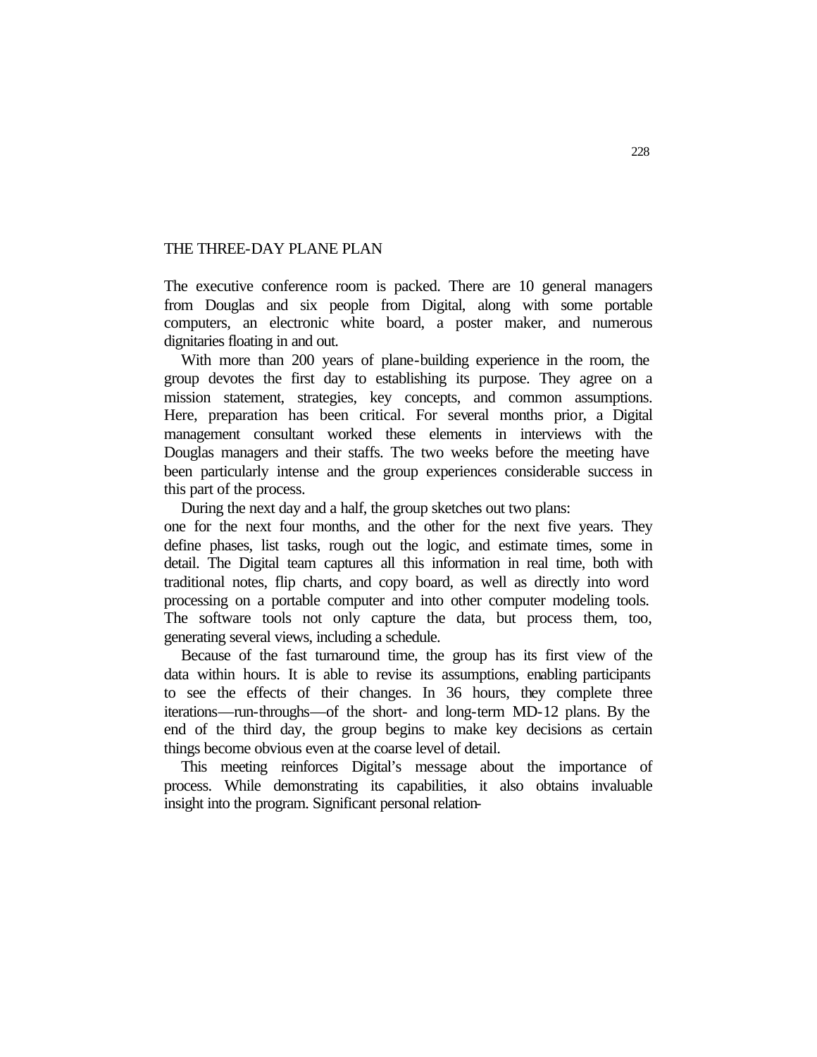## THE THREE-DAY PLANE PLAN

The executive conference room is packed. There are 10 general managers from Douglas and six people from Digital, along with some portable computers, an electronic white board, a poster maker, and numerous dignitaries floating in and out.

With more than 200 years of plane-building experience in the room, the group devotes the first day to establishing its purpose. They agree on a mission statement, strategies, key concepts, and common assumptions. Here, preparation has been critical. For several months prior, a Digital management consultant worked these elements in interviews with the Douglas managers and their staffs. The two weeks before the meeting have been particularly intense and the group experiences considerable success in this part of the process.

During the next day and a half, the group sketches out two plans: one for the next four months, and the other for the next five years. They define phases, list tasks, rough out the logic, and estimate times, some in detail. The Digital team captures all this information in real time, both with traditional notes, flip charts, and copy board, as well as directly into word processing on a portable computer and into other computer modeling tools. The software tools not only capture the data, but process them, too, generating several views, including a schedule.

Because of the fast turnaround time, the group has its first view of the data within hours. It is able to revise its assumptions, enabling participants to see the effects of their changes. In 36 hours, they complete three iterations—run-throughs—of the short- and long-term MD-12 plans. By the end of the third day, the group begins to make key decisions as certain things become obvious even at the coarse level of detail.

This meeting reinforces Digital's message about the importance of process. While demonstrating its capabilities, it also obtains invaluable insight into the program. Significant personal relation-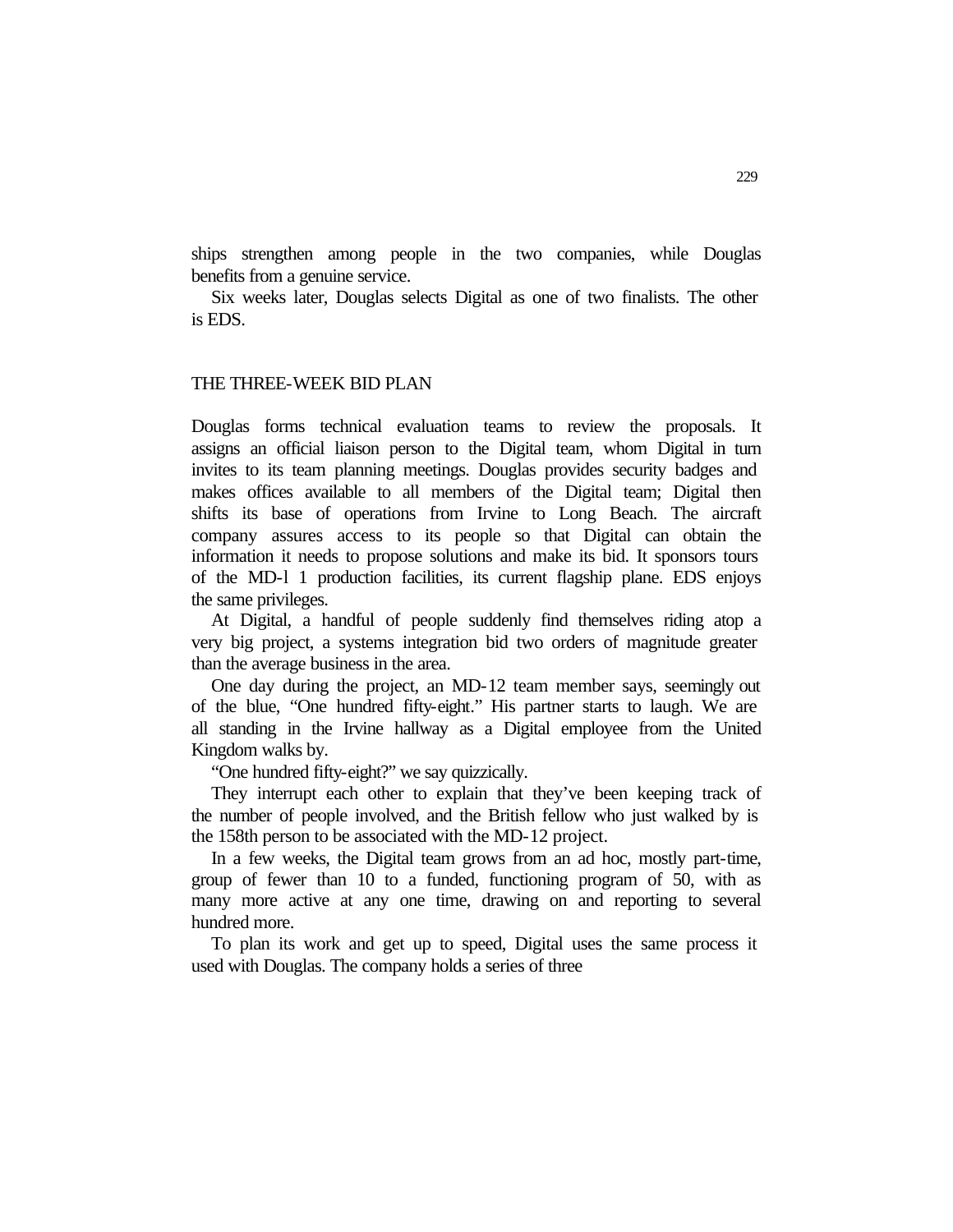ships strengthen among people in the two companies, while Douglas benefits from a genuine service.

Six weeks later, Douglas selects Digital as one of two finalists. The other is EDS.

## THE THREE-WEEK BID PLAN

Douglas forms technical evaluation teams to review the proposals. It assigns an official liaison person to the Digital team, whom Digital in turn invites to its team planning meetings. Douglas provides security badges and makes offices available to all members of the Digital team; Digital then shifts its base of operations from Irvine to Long Beach. The aircraft company assures access to its people so that Digital can obtain the information it needs to propose solutions and make its bid. It sponsors tours of the MD-l 1 production facilities, its current flagship plane. EDS enjoys the same privileges.

At Digital, a handful of people suddenly find themselves riding atop a very big project, a systems integration bid two orders of magnitude greater than the average business in the area.

One day during the project, an MD-12 team member says, seemingly out of the blue, "One hundred fifty-eight." His partner starts to laugh. We are all standing in the Irvine hallway as a Digital employee from the United Kingdom walks by.

"One hundred fifty-eight?" we say quizzically.

They interrupt each other to explain that they've been keeping track of the number of people involved, and the British fellow who just walked by is the 158th person to be associated with the MD-12 project.

In a few weeks, the Digital team grows from an ad hoc, mostly part-time, group of fewer than 10 to a funded, functioning program of 50, with as many more active at any one time, drawing on and reporting to several hundred more.

To plan its work and get up to speed, Digital uses the same process it used with Douglas. The company holds a series of three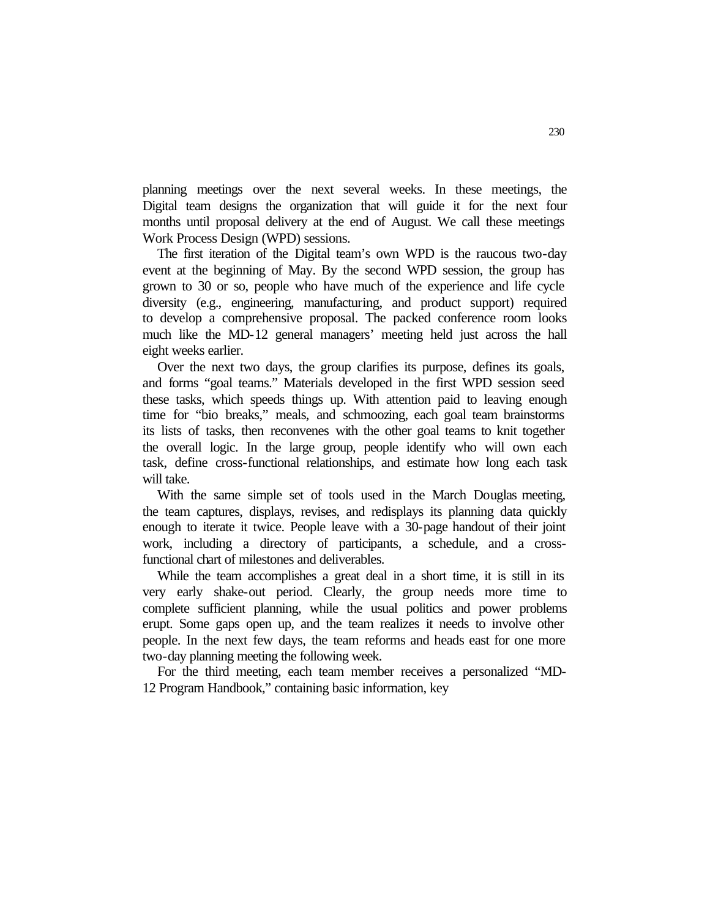planning meetings over the next several weeks. In these meetings, the Digital team designs the organization that will guide it for the next four months until proposal delivery at the end of August. We call these meetings Work Process Design (WPD) sessions.

The first iteration of the Digital team's own WPD is the raucous two-day event at the beginning of May. By the second WPD session, the group has grown to 30 or so, people who have much of the experience and life cycle diversity (e.g., engineering, manufacturing, and product support) required to develop a comprehensive proposal. The packed conference room looks much like the MD-12 general managers' meeting held just across the hall eight weeks earlier.

Over the next two days, the group clarifies its purpose, defines its goals, and forms "goal teams." Materials developed in the first WPD session seed these tasks, which speeds things up. With attention paid to leaving enough time for "bio breaks," meals, and schmoozing, each goal team brainstorms its lists of tasks, then reconvenes with the other goal teams to knit together the overall logic. In the large group, people identify who will own each task, define cross-functional relationships, and estimate how long each task will take.

With the same simple set of tools used in the March Douglas meeting, the team captures, displays, revises, and redisplays its planning data quickly enough to iterate it twice. People leave with a 30-page handout of their joint work, including a directory of participants, a schedule, and a cross-functional chart of milestones and deliverables.

While the team accomplishes a great deal in a short time, it is still in its very early shake-out period. Clearly, the group needs more time to complete sufficient planning, while the usual politics and power problems erupt. Some gaps open up, and the team realizes it needs to involve other people. In the next few days, the team reforms and heads east for one more two-day planning meeting the following week.

For the third meeting, each team member receives a personalized "MD-12 Program Handbook," containing basic information, key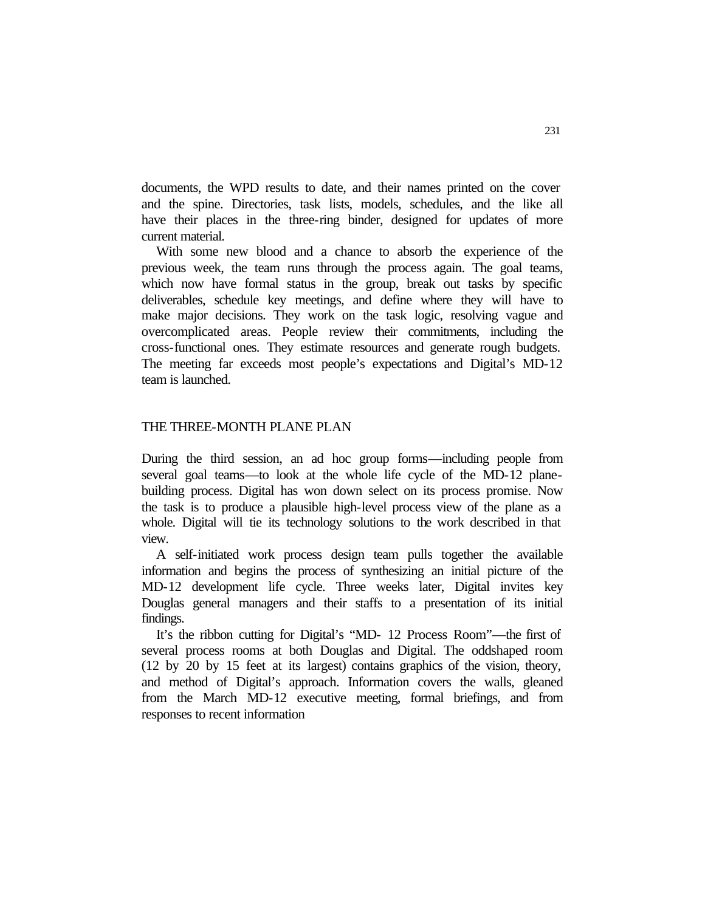documents, the WPD results to date, and their names printed on the cover and the spine. Directories, task lists, models, schedules, and the like all have their places in the three-ring binder, designed for updates of more current material.

With some new blood and a chance to absorb the experience of the previous week, the team runs through the process again. The goal teams, which now have formal status in the group, break out tasks by specific deliverables, schedule key meetings, and define where they will have to make major decisions. They work on the task logic, resolving vague and overcomplicated areas. People review their commitments, including the cross-functional ones. They estimate resources and generate rough budgets. The meeting far exceeds most people's expectations and Digital's MD-12 team is launched.

## THE THREE-MONTH PLANE PLAN

During the third session, an ad hoc group forms—including people from several goal teams—to look at the whole life cycle of the MD-12 plane-building process. Digital has won down select on its process promise. Now the task is to produce a plausible high-level process view of the plane as a whole. Digital will tie its technology solutions to the work described in that view.

A self-initiated work process design team pulls together the available information and begins the process of synthesizing an initial picture of the MD-12 development life cycle. Three weeks later, Digital invites key Douglas general managers and their staffs to a presentation of its initial findings.

It's the ribbon cutting for Digital's "MD- 12 Process Room"—the first of several process rooms at both Douglas and Digital. The oddshaped room (12 by 20 by 15 feet at its largest) contains graphics of the vision, theory, and method of Digital's approach. Information covers the walls, gleaned from the March MD-12 executive meeting, formal briefings, and from responses to recent information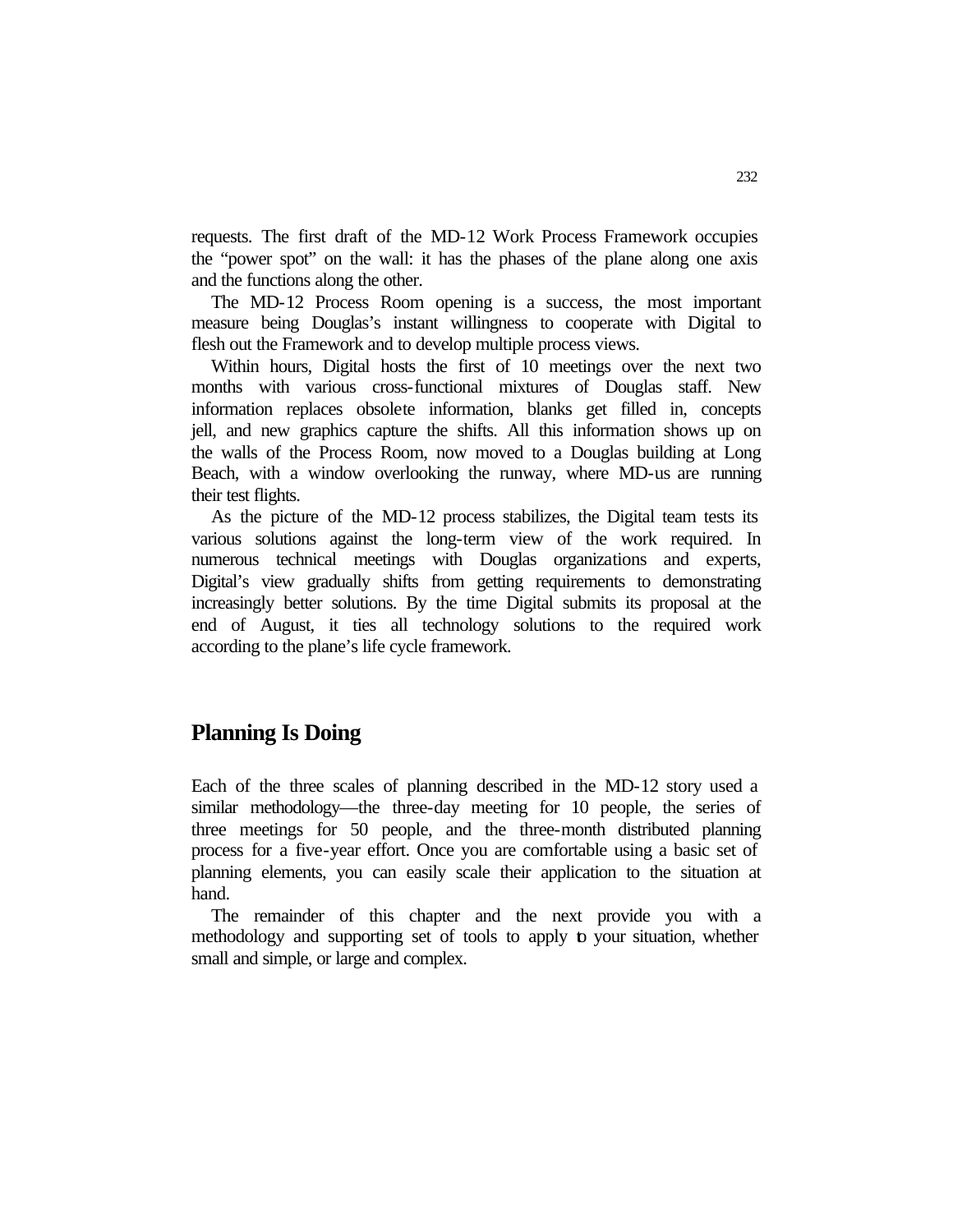requests. The first draft of the MD-12 Work Process Framework occupies the "power spot" on the wall: it has the phases of the plane along one axis and the functions along the other.

The MD-12 Process Room opening is a success, the most important measure being Douglas's instant willingness to cooperate with Digital to flesh out the Framework and to develop multiple process views.

Within hours, Digital hosts the first of 10 meetings over the next two months with various cross-functional mixtures of Douglas staff. New information replaces obsolete information, blanks get filled in, concepts jell, and new graphics capture the shifts. All this information shows up on the walls of the Process Room, now moved to a Douglas building at Long Beach, with a window overlooking the runway, where MD-us are running their test flights.

As the picture of the MD-12 process stabilizes, the Digital team tests its various solutions against the long-term view of the work required. In numerous technical meetings with Douglas organizations and experts, Digital's view gradually shifts from getting requirements to demonstrating increasingly better solutions. By the time Digital submits its proposal at the end of August, it ties all technology solutions to the required work according to the plane's life cycle framework.

## Planning Is Doing

Each of the three scales of planning described in the MD-12 story used a similar methodology—the three-day meeting for 10 people, the series of three meetings for 50 people, and the three-month distributed planning process for a five-year effort. Once you are comfortable using a basic set of planning elements, you can easily scale their application to the situation at hand.

The remainder of this chapter and the next provide you with a methodology and supporting set of tools to apply to your situation, whether small and simple, or large and complex.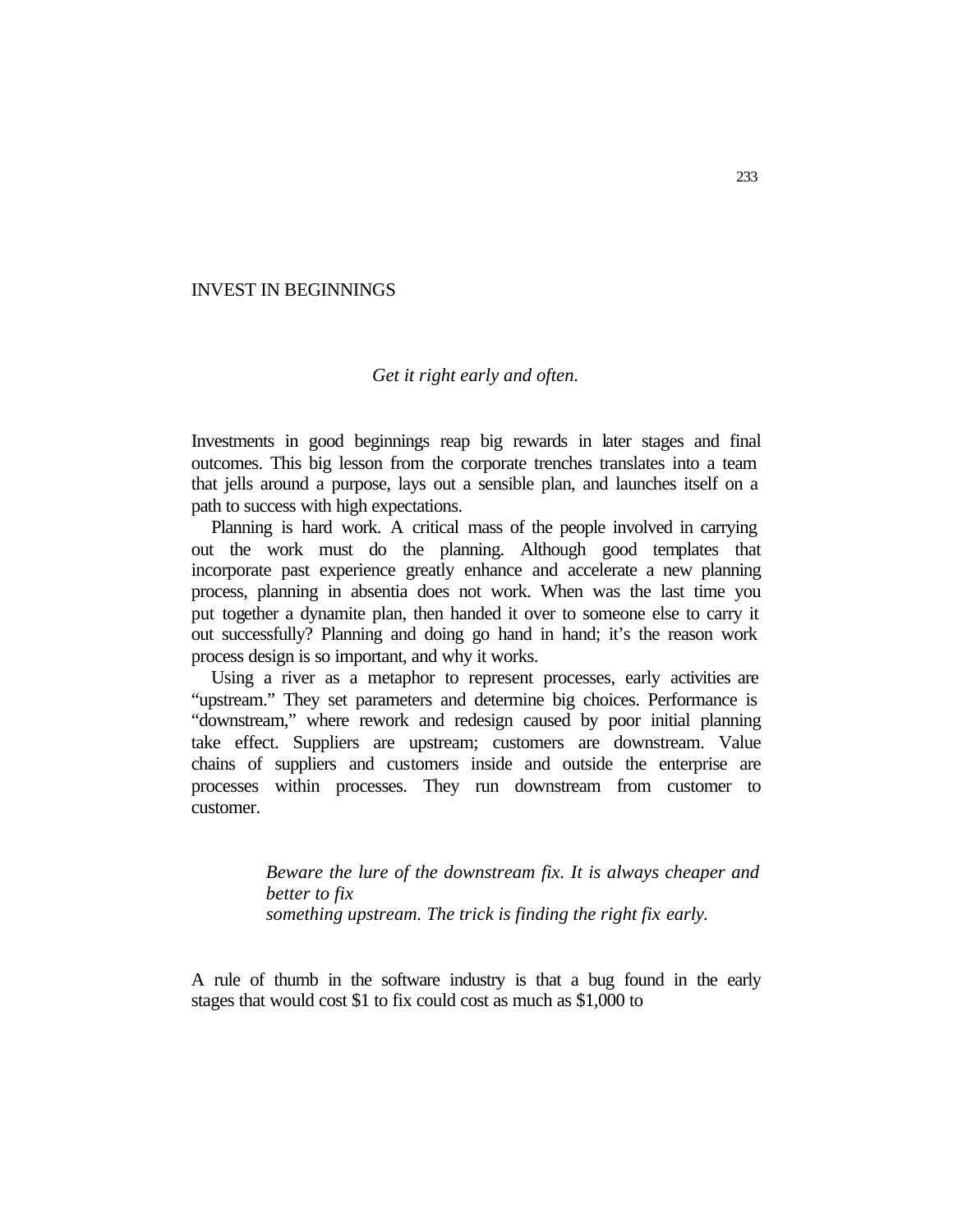## INVEST IN BEGINNINGS

*Get it right early and often.*

Investments in good beginnings reap big rewards in later stages and final outcomes. This big lesson from the corporate trenches translates into a team that jells around a purpose, lays out a sensible plan, and launches itself on a path to success with high expectations.

Planning is hard work. A critical mass of the people involved in carrying out the work must do the planning. Although good templates that incorporate past experience greatly enhance and accelerate a new planning process, planning in absentia does not work. When was the last time you put together a dynamite plan, then handed it over to someone else to carry it out successfully? Planning and doing go hand in hand; it's the reason work process design is so important, and why it works.

Using a river as a metaphor to represent processes, early activities are "upstream." They set parameters and determine big choices. Performance is "downstream," where rework and redesign caused by poor initial planning take effect. Suppliers are upstream; customers are downstream. Value chains of suppliers and customers inside and outside the enterprise are processes within processes. They run downstream from customer to customer.

> *Beware the lure of the downstream fix. It is always cheaper and better to fix something upstream. The trick is finding the right fix early.*

A rule of thumb in the software industry is that a bug found in the early stages that would cost $1 to fix could cost as much as $1,000 to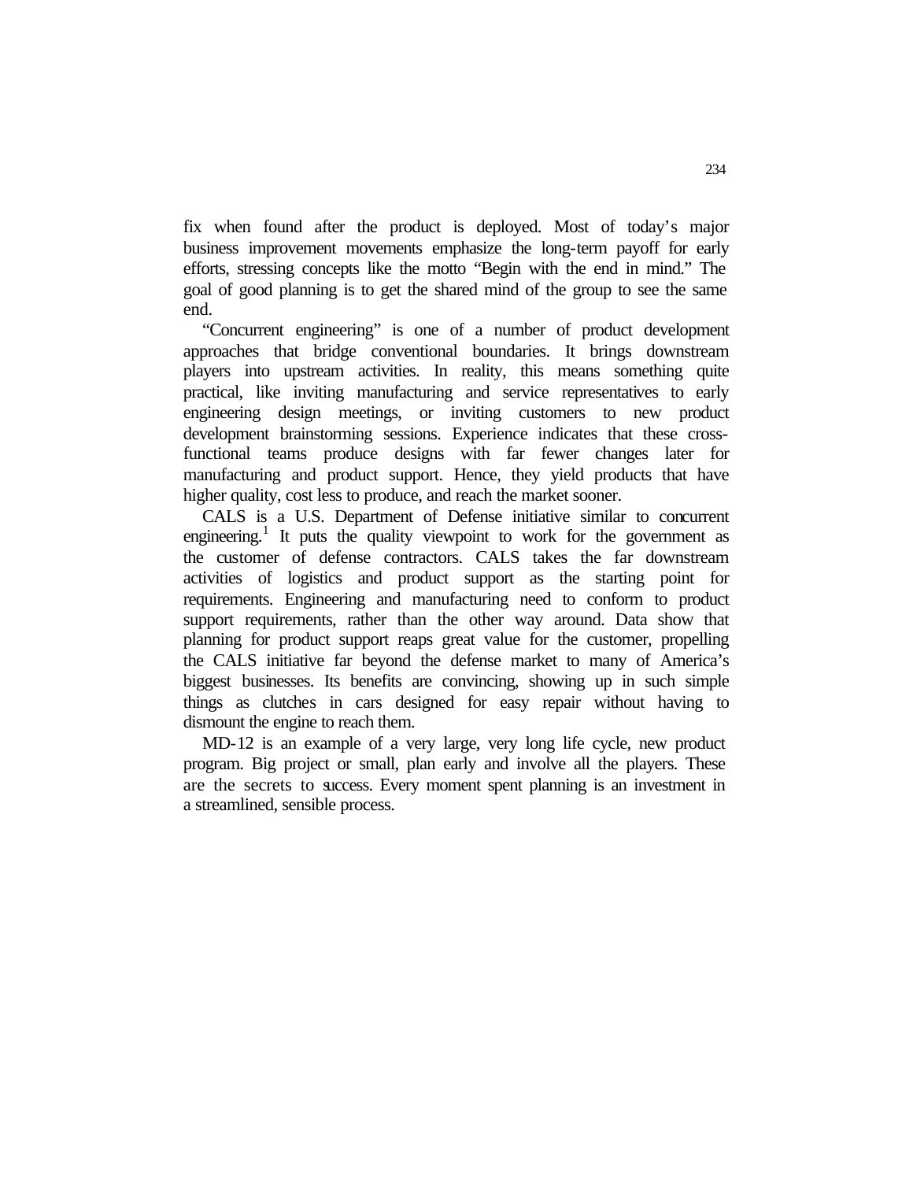fix when found after the product is deployed. Most of today's major business improvement movements emphasize the long-term payoff for early efforts, stressing concepts like the motto "Begin with the end in mind." The goal of good planning is to get the shared mind of the group to see the same end.

"Concurrent engineering" is one of a number of product development approaches that bridge conventional boundaries. It brings downstream players into upstream activities. In reality, this means something quite practical, like inviting manufacturing and service representatives to early engineering design meetings, or inviting customers to new product development brainstorming sessions. Experience indicates that these cross-functional teams produce designs with far fewer changes later for manufacturing and product support. Hence, they yield products that have higher quality, cost less to produce, and reach the market sooner.

CALS is a U.S. Department of Defense initiative similar to concurrent engineering.[1] It puts the quality viewpoint to work for the government as the customer of defense contractors. CALS takes the far downstream activities of logistics and product support as the starting point for requirements. Engineering and manufacturing need to conform to product support requirements, rather than the other way around. Data show that planning for product support reaps great value for the customer, propelling the CALS initiative far beyond the defense market to many of America's biggest businesses. Its benefits are convincing, showing up in such simple things as clutches in cars designed for easy repair without having to dismount the engine to reach them.

MD-12 is an example of a very large, very long life cycle, new product program. Big project or small, plan early and involve all the players. These are the secrets to success. Every moment spent planning is an investment in a streamlined, sensible process.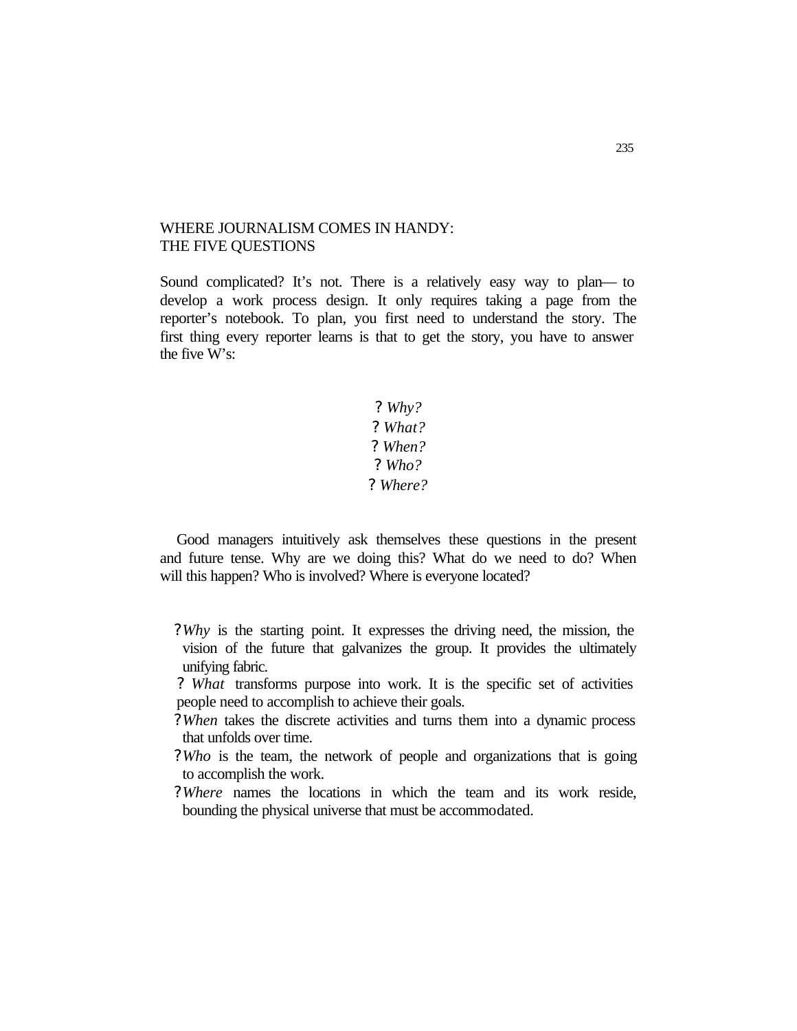## WHERE JOURNALISM COMES IN HANDY: THE FIVE QUESTIONS

Sound complicated? It's not. There is a relatively easy way to plan— to develop a work process design. It only requires taking a page from the reporter's notebook. To plan, you first need to understand the story. The first thing every reporter learns is that to get the story, you have to answer the five W's:

- *Why?*
- *What?*
- *When?*
- *Who?*
- *Where?*

Good managers intuitively ask themselves these questions in the present and future tense. Why are we doing this? What do we need to do? When will this happen? Who is involved? Where is everyone located?

- *Why* is the starting point. It expresses the driving need, the mission, the vision of the future that galvanizes the group. It provides the ultimately unifying fabric.
- *What* transforms purpose into work. It is the specific set of activities people need to accomplish to achieve their goals.
- *When* takes the discrete activities and turns them into a dynamic process that unfolds over time.
- *Who* is the team, the network of people and organizations that is going to accomplish the work.
- *Where* names the locations in which the team and its work reside, bounding the physical universe that must be accommodated.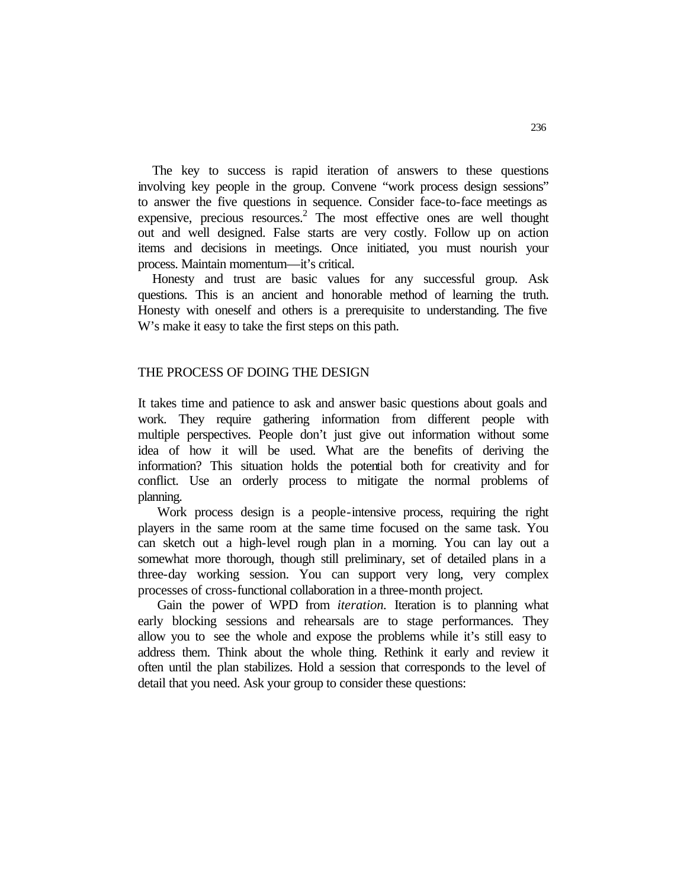The key to success is rapid iteration of answers to these questions involving key people in the group. Convene “work process design sessions” to answer the five questions in sequence. Consider face-to-face meetings as expensive, precious resources.[2] The most effective ones are well thought out and well designed. False starts are very costly. Follow up on action items and decisions in meetings. Once initiated, you must nourish your process. Maintain momentum—it’s critical.

Honesty and trust are basic values for any successful group. Ask questions. This is an ancient and honorable method of learning the truth. Honesty with oneself and others is a prerequisite to understanding. The five W’s make it easy to take the first steps on this path.

## THE PROCESS OF DOING THE DESIGN

It takes time and patience to ask and answer basic questions about goals and work. They require gathering information from different people with multiple perspectives. People don’t just give out information without some idea of how it will be used. What are the benefits of deriving the information? This situation holds the potential both for creativity and for conflict. Use an orderly process to mitigate the normal problems of planning.

Work process design is a people-intensive process, requiring the right players in the same room at the same time focused on the same task. You can sketch out a high-level rough plan in a morning. You can lay out a somewhat more thorough, though still preliminary, set of detailed plans in a three-day working session. You can support very long, very complex processes of cross-functional collaboration in a three-month project.

Gain the power of WPD from *iteration*. Iteration is to planning what early blocking sessions and rehearsals are to stage performances. They allow you to see the whole and expose the problems while it’s still easy to address them. Think about the whole thing. Rethink it early and review it often until the plan stabilizes. Hold a session that corresponds to the level of detail that you need. Ask your group to consider these questions: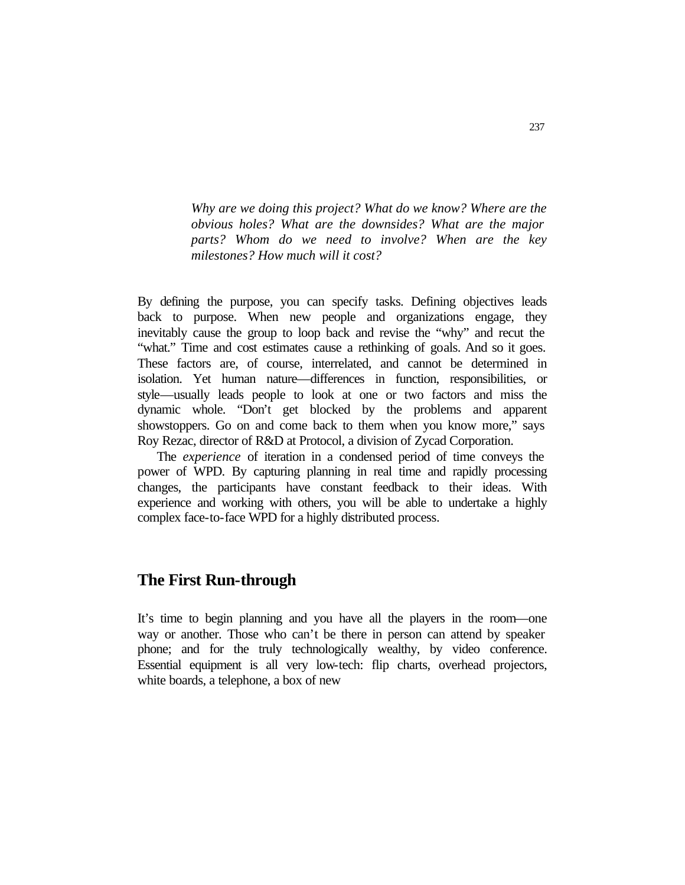*Why are we doing this project? What do we know? Where are the obvious holes? What are the downsides? What are the major parts? Whom do we need to involve? When are the key milestones? How much will it cost?*

By defining the purpose, you can specify tasks. Defining objectives leads back to purpose. When new people and organizations engage, they inevitably cause the group to loop back and revise the "why" and recut the "what." Time and cost estimates cause a rethinking of goals. And so it goes. These factors are, of course, interrelated, and cannot be determined in isolation. Yet human nature—differences in function, responsibilities, or style—usually leads people to look at one or two factors and miss the dynamic whole. "Don't get blocked by the problems and apparent showstoppers. Go on and come back to them when you know more," says Roy Rezac, director of R&D at Protocol, a division of Zycad Corporation.

The *experience* of iteration in a condensed period of time conveys the power of WPD. By capturing planning in real time and rapidly processing changes, the participants have constant feedback to their ideas. With experience and working with others, you will be able to undertake a highly complex face-to-face WPD for a highly distributed process.

## The First Run-through

It's time to begin planning and you have all the players in the room—one way or another. Those who can't be there in person can attend by speaker phone; and for the truly technologically wealthy, by video conference. Essential equipment is all very low-tech: flip charts, overhead projectors, white boards, a telephone, a box of new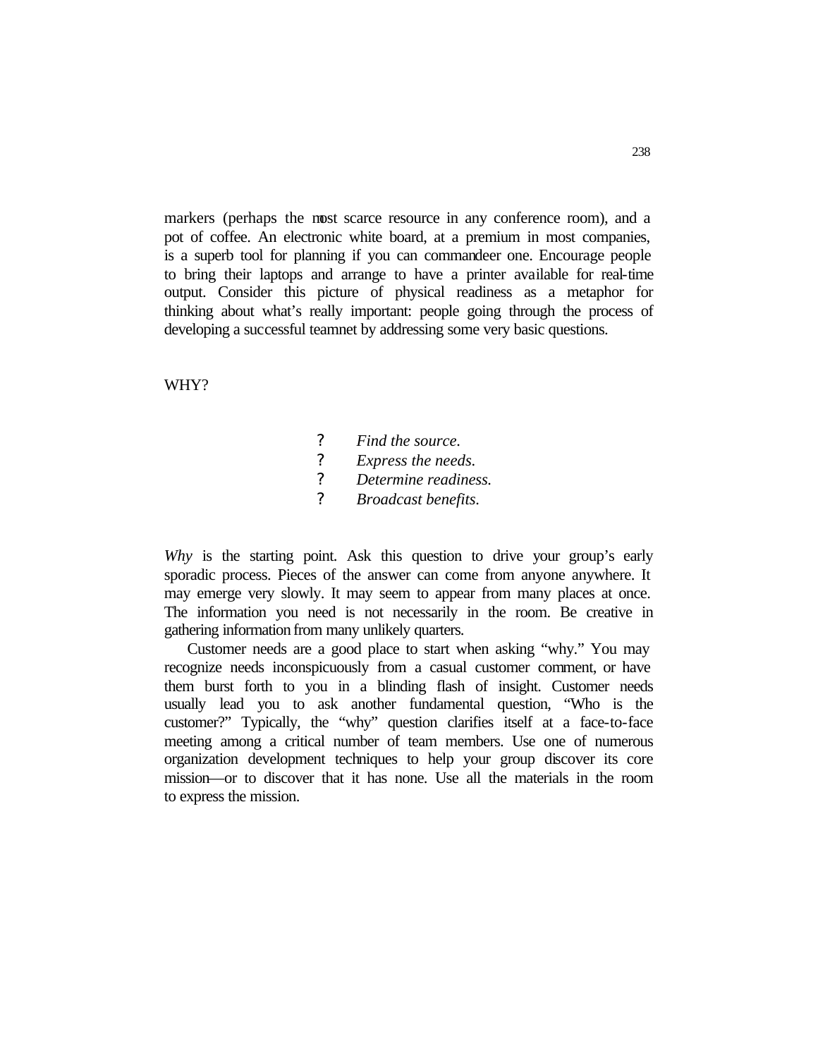markers (perhaps the most scarce resource in any conference room), and a pot of coffee. An electronic white board, at a premium in most companies, is a superb tool for planning if you can commandeer one. Encourage people to bring their laptops and arrange to have a printer available for real-time output. Consider this picture of physical readiness as a metaphor for thinking about what's really important: people going through the process of developing a successful teamnet by addressing some very basic questions.

## WHY?

- ? *Find the source.*
- ? *Express the needs.*
- ? *Determine readiness.*
- ? *Broadcast benefits.*

*Why* is the starting point. Ask this question to drive your group's early sporadic process. Pieces of the answer can come from anyone anywhere. It may emerge very slowly. It may seem to appear from many places at once. The information you need is not necessarily in the room. Be creative in gathering information from many unlikely quarters.

Customer needs are a good place to start when asking "why." You may recognize needs inconspicuously from a casual customer comment, or have them burst forth to you in a blinding flash of insight. Customer needs usually lead you to ask another fundamental question, "Who is the customer?" Typically, the "why" question clarifies itself at a face-to-face meeting among a critical number of team members. Use one of numerous organization development techniques to help your group discover its core mission—or to discover that it has none. Use all the materials in the room to express the mission.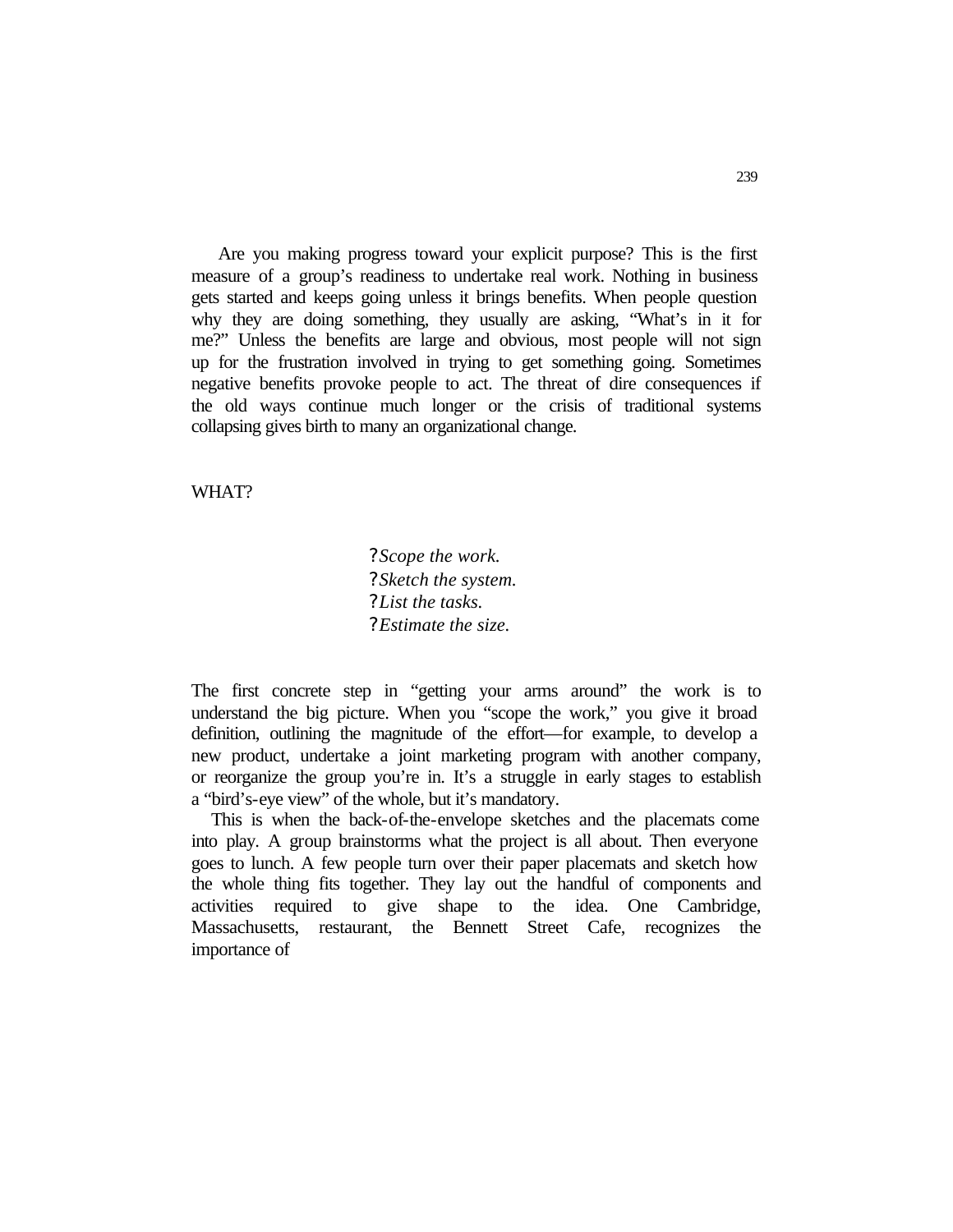Are you making progress toward your explicit purpose? This is the first measure of a group's readiness to undertake real work. Nothing in business gets started and keeps going unless it brings benefits. When people question why they are doing something, they usually are asking, "What's in it for me?" Unless the benefits are large and obvious, most people will not sign up for the frustration involved in trying to get something going. Sometimes negative benefits provoke people to act. The threat of dire consequences if the old ways continue much longer or the crisis of traditional systems collapsing gives birth to many an organizational change.

## WHAT?

?*Scope the work.*
?*Sketch the system.*
?*List the tasks.*
?*Estimate the size.*

The first concrete step in "getting your arms around" the work is to understand the big picture. When you "scope the work," you give it broad definition, outlining the magnitude of the effort—for example, to develop a new product, undertake a joint marketing program with another company, or reorganize the group you're in. It's a struggle in early stages to establish a "bird's-eye view" of the whole, but it's mandatory.

This is when the back-of-the-envelope sketches and the placemats come into play. A group brainstorms what the project is all about. Then everyone goes to lunch. A few people turn over their paper placemats and sketch how the whole thing fits together. They lay out the handful of components and activities required to give shape to the idea. One Cambridge, Massachusetts, restaurant, the Bennett Street Cafe, recognizes the importance of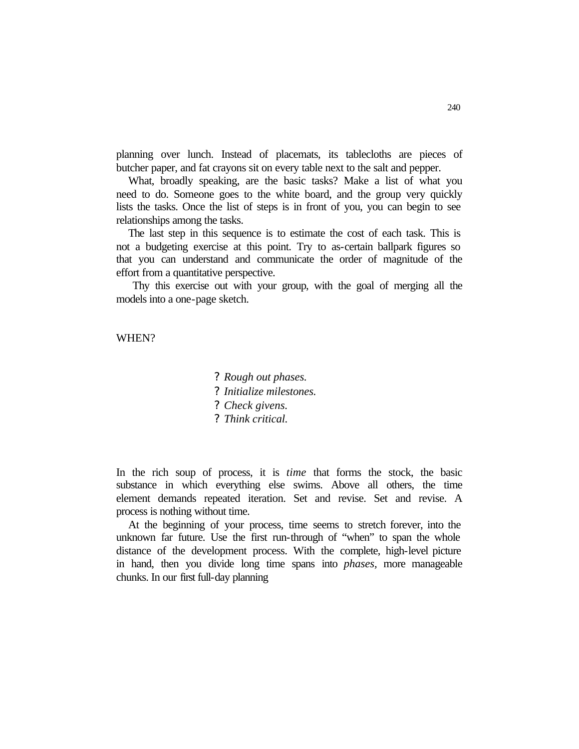planning over lunch. Instead of placemats, its tablecloths are pieces of butcher paper, and fat crayons sit on every table next to the salt and pepper.

What, broadly speaking, are the basic tasks? Make a list of what you need to do. Someone goes to the white board, and the group very quickly lists the tasks. Once the list of steps is in front of you, you can begin to see relationships among the tasks.

The last step in this sequence is to estimate the cost of each task. This is not a budgeting exercise at this point. Try to as-certain ballpark figures so that you can understand and communicate the order of magnitude of the effort from a quantitative perspective.

Thy this exercise out with your group, with the goal of merging all the models into a one-page sketch.

## WHEN?

? *Rough out phases.*
? *Initialize milestones.*
? *Check givens.*
? *Think critical.*

In the rich soup of process, it is *time* that forms the stock, the basic substance in which everything else swims. Above all others, the time element demands repeated iteration. Set and revise. Set and revise. A process is nothing without time.

At the beginning of your process, time seems to stretch forever, into the unknown far future. Use the first run-through of "when" to span the whole distance of the development process. With the complete, high-level picture in hand, then you divide long time spans into *phases*, more manageable chunks. In our first full-day planning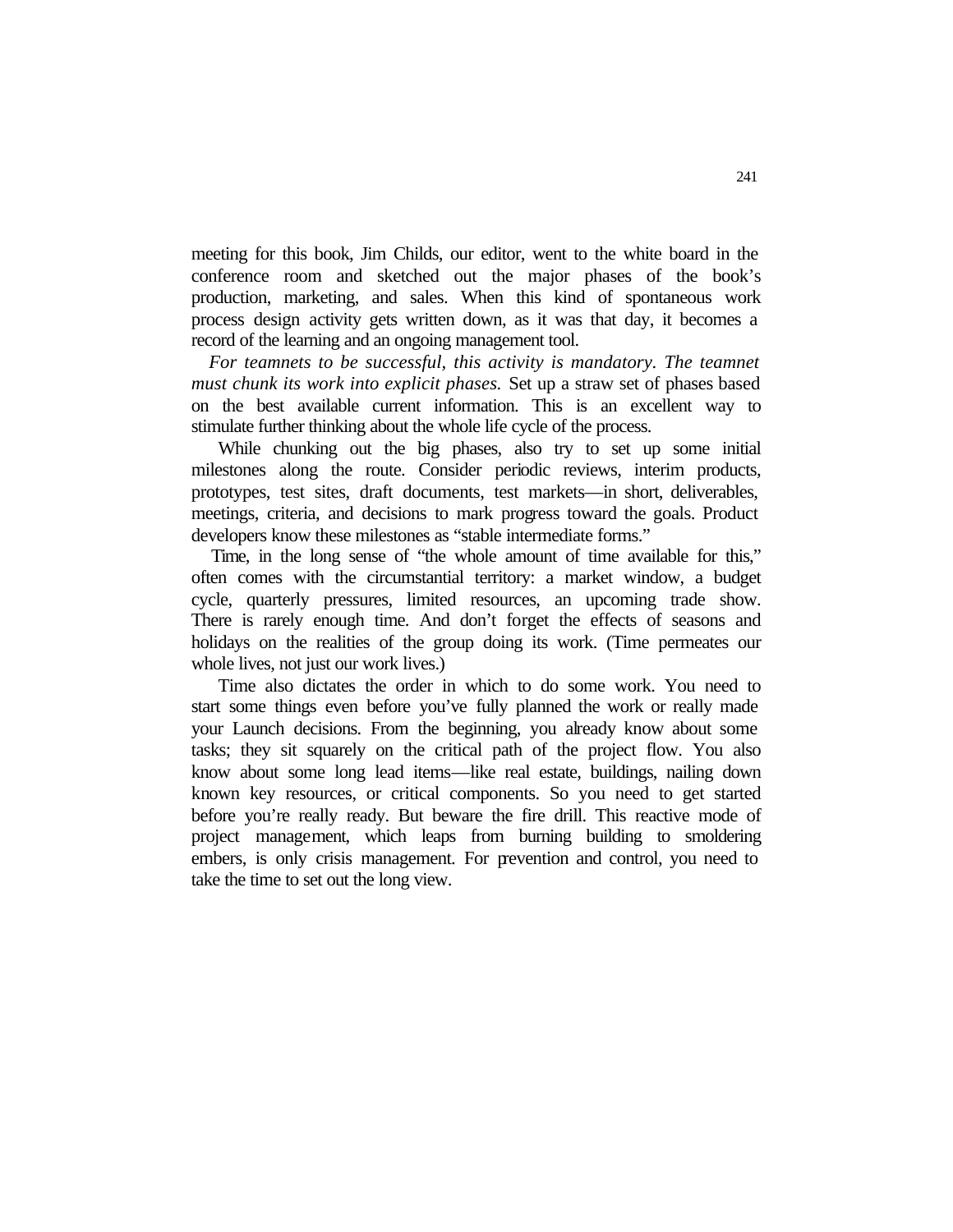meeting for this book, Jim Childs, our editor, went to the white board in the conference room and sketched out the major phases of the book's production, marketing, and sales. When this kind of spontaneous work process design activity gets written down, as it was that day, it becomes a record of the learning and an ongoing management tool.

*For teamnets to be successful, this activity is mandatory. The teamnet must chunk its work into explicit phases.* Set up a straw set of phases based on the best available current information. This is an excellent way to stimulate further thinking about the whole life cycle of the process.

While chunking out the big phases, also try to set up some initial milestones along the route. Consider periodic reviews, interim products, prototypes, test sites, draft documents, test markets—in short, deliverables, meetings, criteria, and decisions to mark progress toward the goals. Product developers know these milestones as "stable intermediate forms."

Time, in the long sense of "the whole amount of time available for this," often comes with the circumstantial territory: a market window, a budget cycle, quarterly pressures, limited resources, an upcoming trade show. There is rarely enough time. And don't forget the effects of seasons and holidays on the realities of the group doing its work. (Time permeates our whole lives, not just our work lives.)

Time also dictates the order in which to do some work. You need to start some things even before you've fully planned the work or really made your Launch decisions. From the beginning, you already know about some tasks; they sit squarely on the critical path of the project flow. You also know about some long lead items—like real estate, buildings, nailing down known key resources, or critical components. So you need to get started before you're really ready. But beware the fire drill. This reactive mode of project management, which leaps from burning building to smoldering embers, is only crisis management. For prevention and control, you need to take the time to set out the long view.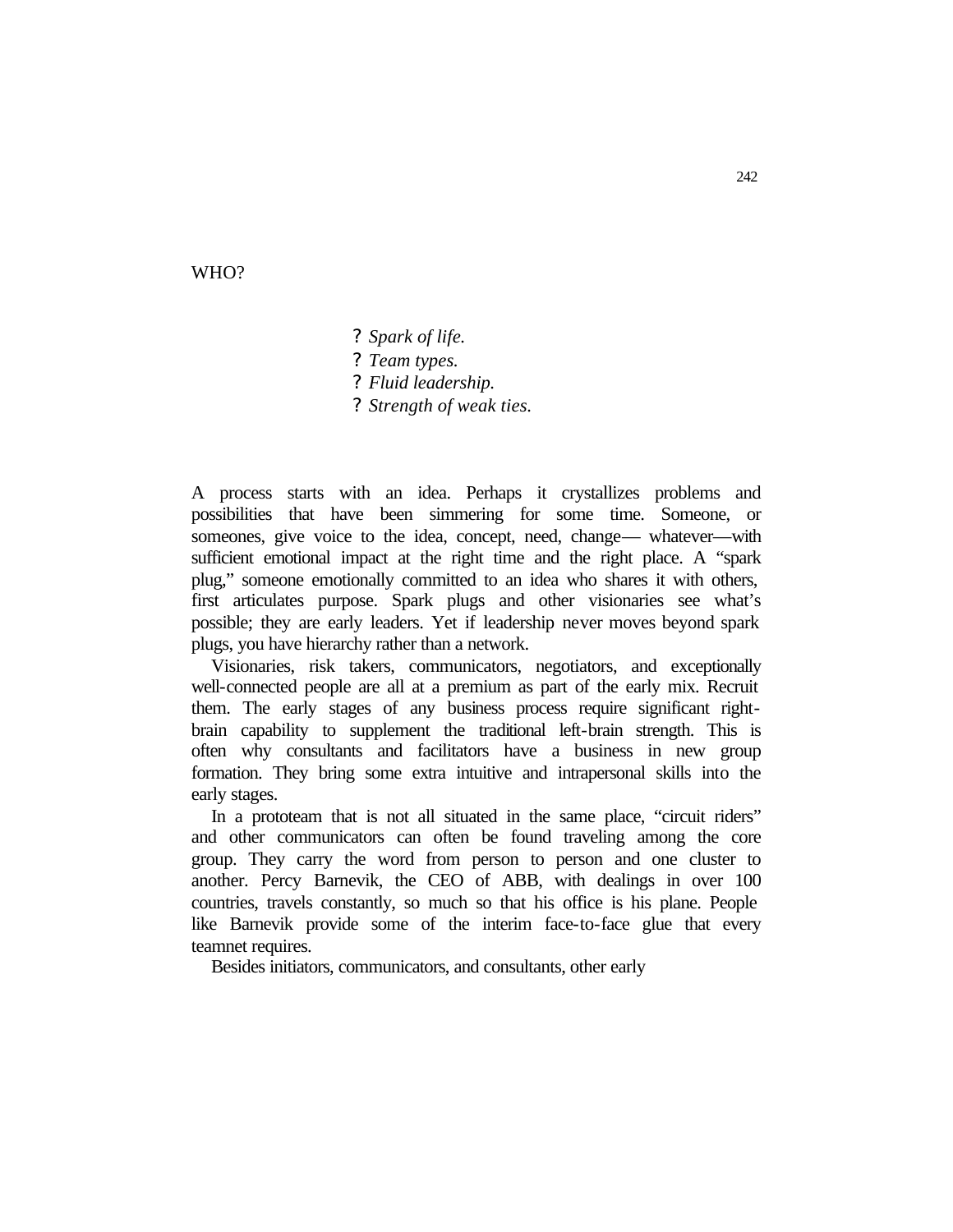## WHO?

- *Spark of life.*
- *Team types.*
- *Fluid leadership.*
- *Strength of weak ties.*

A process starts with an idea. Perhaps it crystallizes problems and possibilities that have been simmering for some time. Someone, or someones, give voice to the idea, concept, need, change— whatever—with sufficient emotional impact at the right time and the right place. A "spark plug," someone emotionally committed to an idea who shares it with others, first articulates purpose. Spark plugs and other visionaries see what's possible; they are early leaders. Yet if leadership never moves beyond spark plugs, you have hierarchy rather than a network.

Visionaries, risk takers, communicators, negotiators, and exceptionally well-connected people are all at a premium as part of the early mix. Recruit them. The early stages of any business process require significant right-brain capability to supplement the traditional left-brain strength. This is often why consultants and facilitators have a business in new group formation. They bring some extra intuitive and intrapersonal skills into the early stages.

In a prototeam that is not all situated in the same place, "circuit riders" and other communicators can often be found traveling among the core group. They carry the word from person to person and one cluster to another. Percy Barnevik, the CEO of ABB, with dealings in over 100 countries, travels constantly, so much so that his office is his plane. People like Barnevik provide some of the interim face-to-face glue that every teamnet requires.

Besides initiators, communicators, and consultants, other early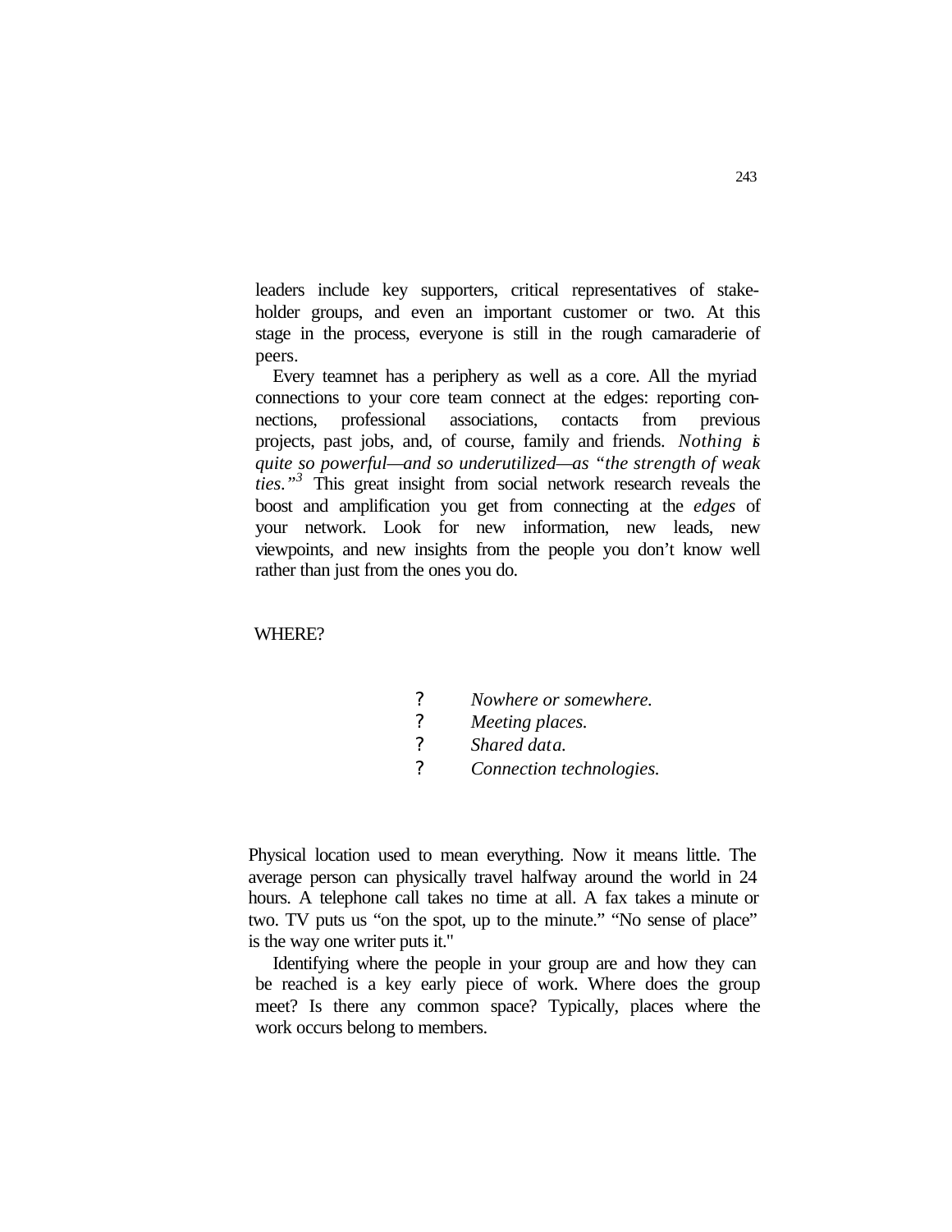leaders include key supporters, critical representatives of stakeholder groups, and even an important customer or two. At this stage in the process, everyone is still in the rough camaraderie of peers.

Every teamnet has a periphery as well as a core. All the myriad connections to your core team connect at the edges: reporting connections, professional associations, contacts from previous projects, past jobs, and, of course, family and friends. *Nothing is quite so powerful—and so underutilized—as "the strength of weak ties."*[3] This great insight from social network research reveals the boost and amplification you get from connecting at the *edges* of your network. Look for new information, new leads, new viewpoints, and new insights from the people you don't know well rather than just from the ones you do.

## WHERE?

- ? *Nowhere or somewhere.*
- ? *Meeting places.*
- ? *Shared data.*
- ? *Connection technologies.*

Physical location used to mean everything. Now it means little. The average person can physically travel halfway around the world in 24 hours. A telephone call takes no time at all. A fax takes a minute or two. TV puts us "on the spot, up to the minute." "No sense of place" is the way one writer puts it."

Identifying where the people in your group are and how they can be reached is a key early piece of work. Where does the group meet? Is there any common space? Typically, places where the work occurs belong to members.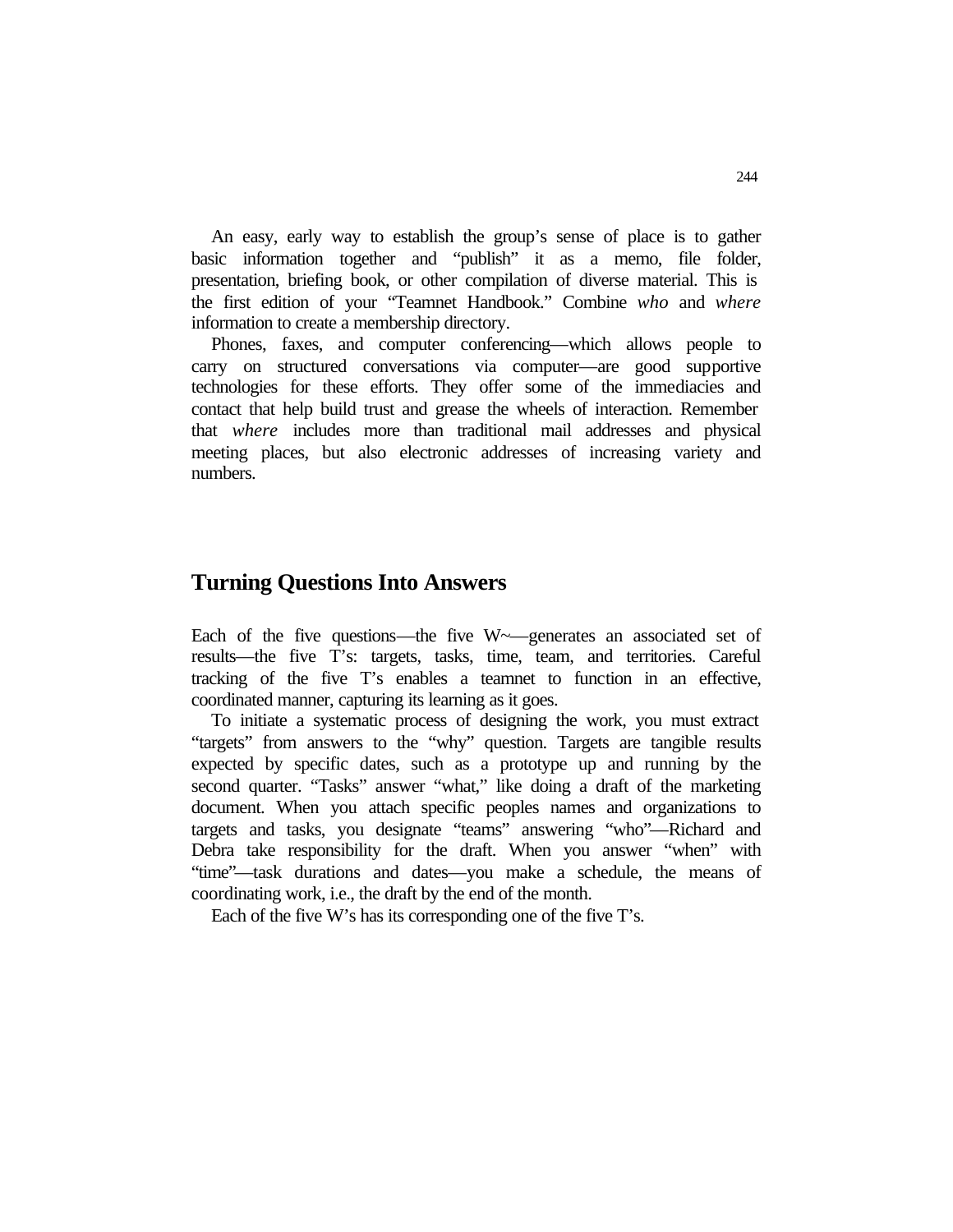An easy, early way to establish the group's sense of place is to gather basic information together and "publish" it as a memo, file folder, presentation, briefing book, or other compilation of diverse material. This is the first edition of your "Teamnet Handbook." Combine *who* and *where* information to create a membership directory.

Phones, faxes, and computer conferencing—which allows people to carry on structured conversations via computer—are good supportive technologies for these efforts. They offer some of the immediacies and contact that help build trust and grease the wheels of interaction. Remember that *where* includes more than traditional mail addresses and physical meeting places, but also electronic addresses of increasing variety and numbers.

## Turning Questions Into Answers

Each of the five questions—the five W~—generates an associated set of results—the five T's: targets, tasks, time, team, and territories. Careful tracking of the five T's enables a teamnet to function in an effective, coordinated manner, capturing its learning as it goes.

To initiate a systematic process of designing the work, you must extract "targets" from answers to the "why" question. Targets are tangible results expected by specific dates, such as a prototype up and running by the second quarter. "Tasks" answer "what," like doing a draft of the marketing document. When you attach specific peoples names and organizations to targets and tasks, you designate "teams" answering "who"—Richard and Debra take responsibility for the draft. When you answer "when" with "time"—task durations and dates—you make a schedule, the means of coordinating work, i.e., the draft by the end of the month.

Each of the five W's has its corresponding one of the five T's.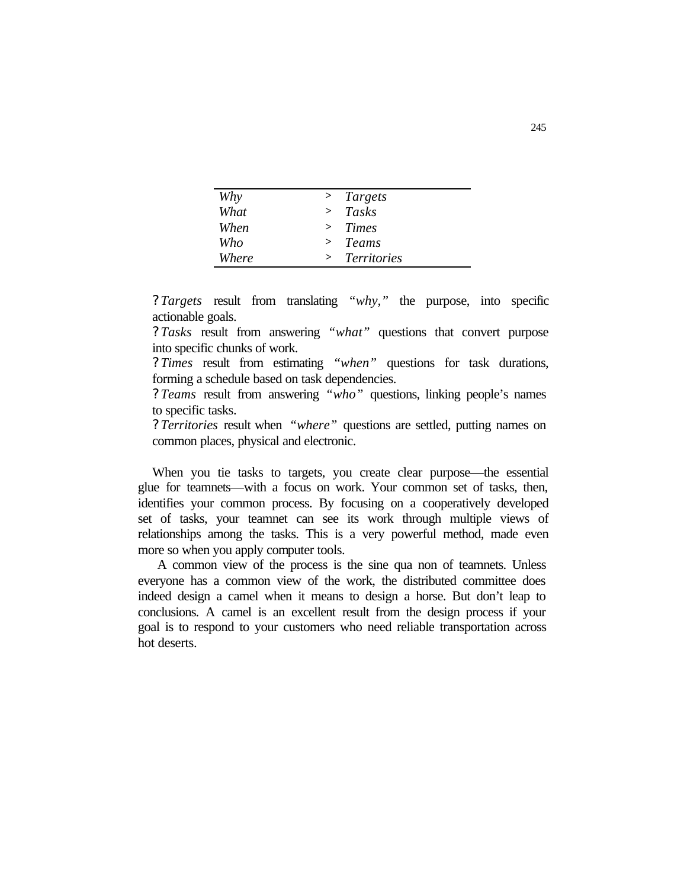| Why | > | Targets |
|---|---|---|
| *What* | > | *Tasks* |
| *When* | > | *Times* |
| *Who* | > | *Teams* |
| *Where* | > | *Territories* |

- *Targets* result from translating *"why,"* the purpose, into specific actionable goals.
- *Tasks* result from answering *"what"* questions that convert purpose into specific chunks of work.
- *Times* result from estimating *"when"* questions for task durations, forming a schedule based on task dependencies.
- *Teams* result from answering *"who"* questions, linking people's names to specific tasks.
- *Territories* result when *"where"* questions are settled, putting names on common places, physical and electronic.

When you tie tasks to targets, you create clear purpose—the essential glue for teamnets—with a focus on work. Your common set of tasks, then, identifies your common process. By focusing on a cooperatively developed set of tasks, your teamnet can see its work through multiple views of relationships among the tasks. This is a very powerful method, made even more so when you apply computer tools.

A common view of the process is the sine qua non of teamnets. Unless everyone has a common view of the work, the distributed committee does indeed design a camel when it means to design a horse. But don't leap to conclusions. A camel is an excellent result from the design process if your goal is to respond to your customers who need reliable transportation across hot deserts.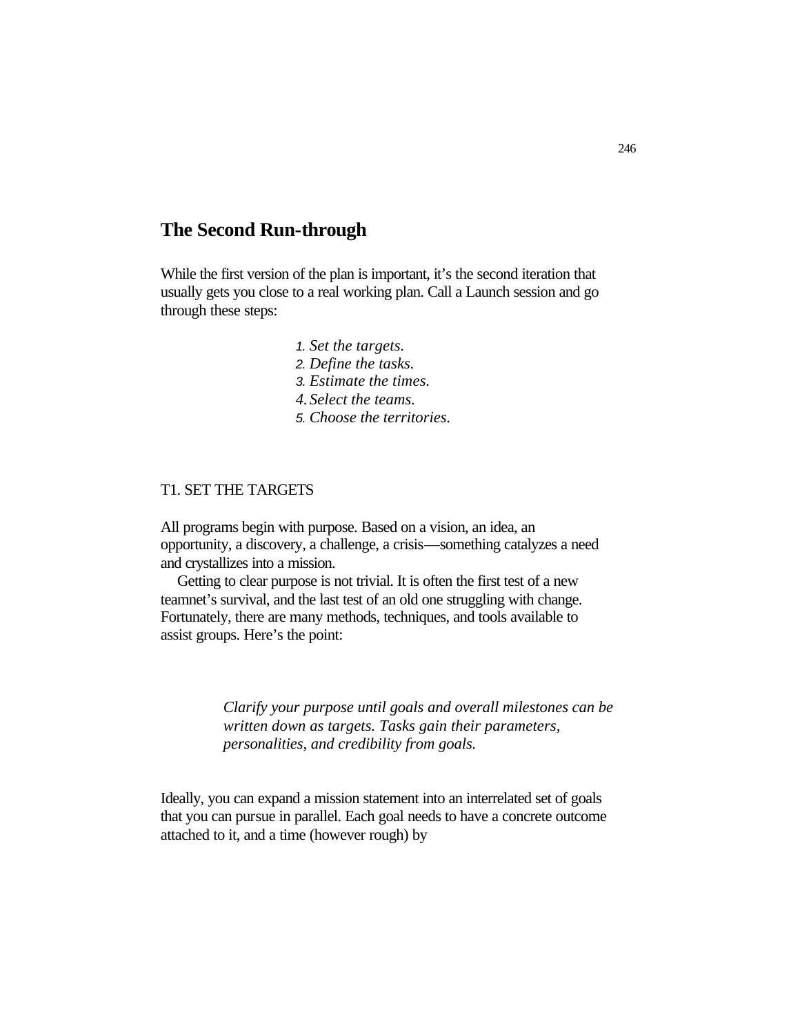## The Second Run-through

While the first version of the plan is important, it's the second iteration that usually gets you close to a real working plan. Call a Launch session and go through these steps:

1. *Set the targets.*
2. *Define the tasks.*
3. *Estimate the times.*
4. *Select the teams.*
5. *Choose the territories.*

### T1. SET THE TARGETS

All programs begin with purpose. Based on a vision, an idea, an opportunity, a discovery, a challenge, a crisis—something catalyzes a need and crystallizes into a mission.

Getting to clear purpose is not trivial. It is often the first test of a new teamnet's survival, and the last test of an old one struggling with change. Fortunately, there are many methods, techniques, and tools available to assist groups. Here's the point:

> *Clarify your purpose until goals and overall milestones can be written down as targets. Tasks gain their parameters, personalities, and credibility from goals.*

Ideally, you can expand a mission statement into an interrelated set of goals that you can pursue in parallel. Each goal needs to have a concrete outcome attached to it, and a time (however rough) by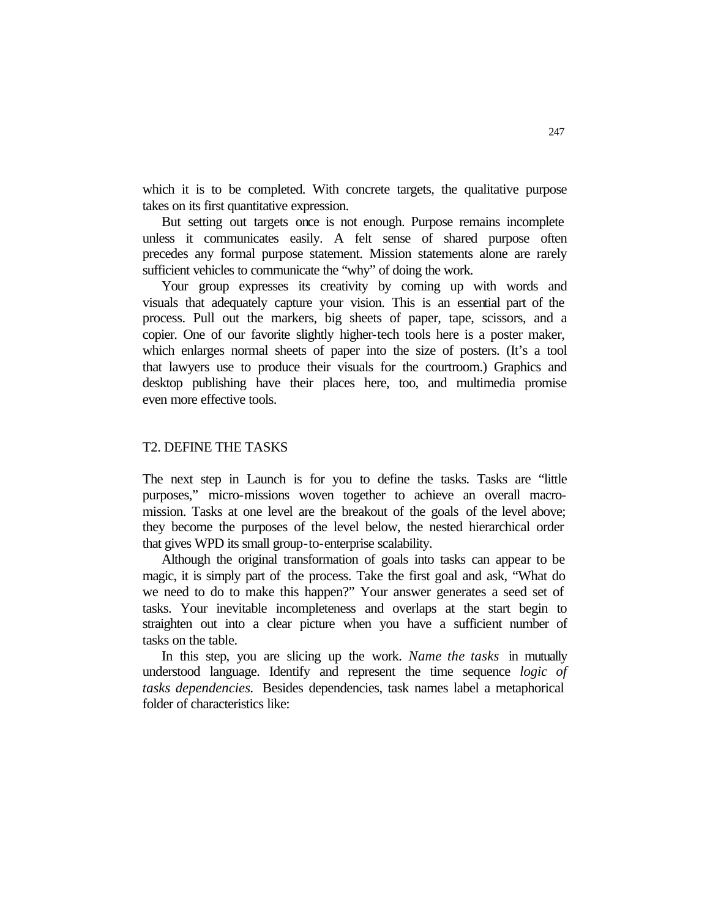which it is to be completed. With concrete targets, the qualitative purpose takes on its first quantitative expression.

But setting out targets once is not enough. Purpose remains incomplete unless it communicates easily. A felt sense of shared purpose often precedes any formal purpose statement. Mission statements alone are rarely sufficient vehicles to communicate the "why" of doing the work.

Your group expresses its creativity by coming up with words and visuals that adequately capture your vision. This is an essential part of the process. Pull out the markers, big sheets of paper, tape, scissors, and a copier. One of our favorite slightly higher-tech tools here is a poster maker, which enlarges normal sheets of paper into the size of posters. (It's a tool that lawyers use to produce their visuals for the courtroom.) Graphics and desktop publishing have their places here, too, and multimedia promise even more effective tools.

## T2. DEFINE THE TASKS

The next step in Launch is for you to define the tasks. Tasks are "little purposes," micro-missions woven together to achieve an overall macro-mission. Tasks at one level are the breakout of the goals of the level above; they become the purposes of the level below, the nested hierarchical order that gives WPD its small group-to-enterprise scalability.

Although the original transformation of goals into tasks can appear to be magic, it is simply part of the process. Take the first goal and ask, "What do we need to do to make this happen?" Your answer generates a seed set of tasks. Your inevitable incompleteness and overlaps at the start begin to straighten out into a clear picture when you have a sufficient number of tasks on the table.

In this step, you are slicing up the work. *Name the tasks* in mutually understood language. Identify and represent the time sequence *logic of tasks dependencies.* Besides dependencies, task names label a metaphorical folder of characteristics like: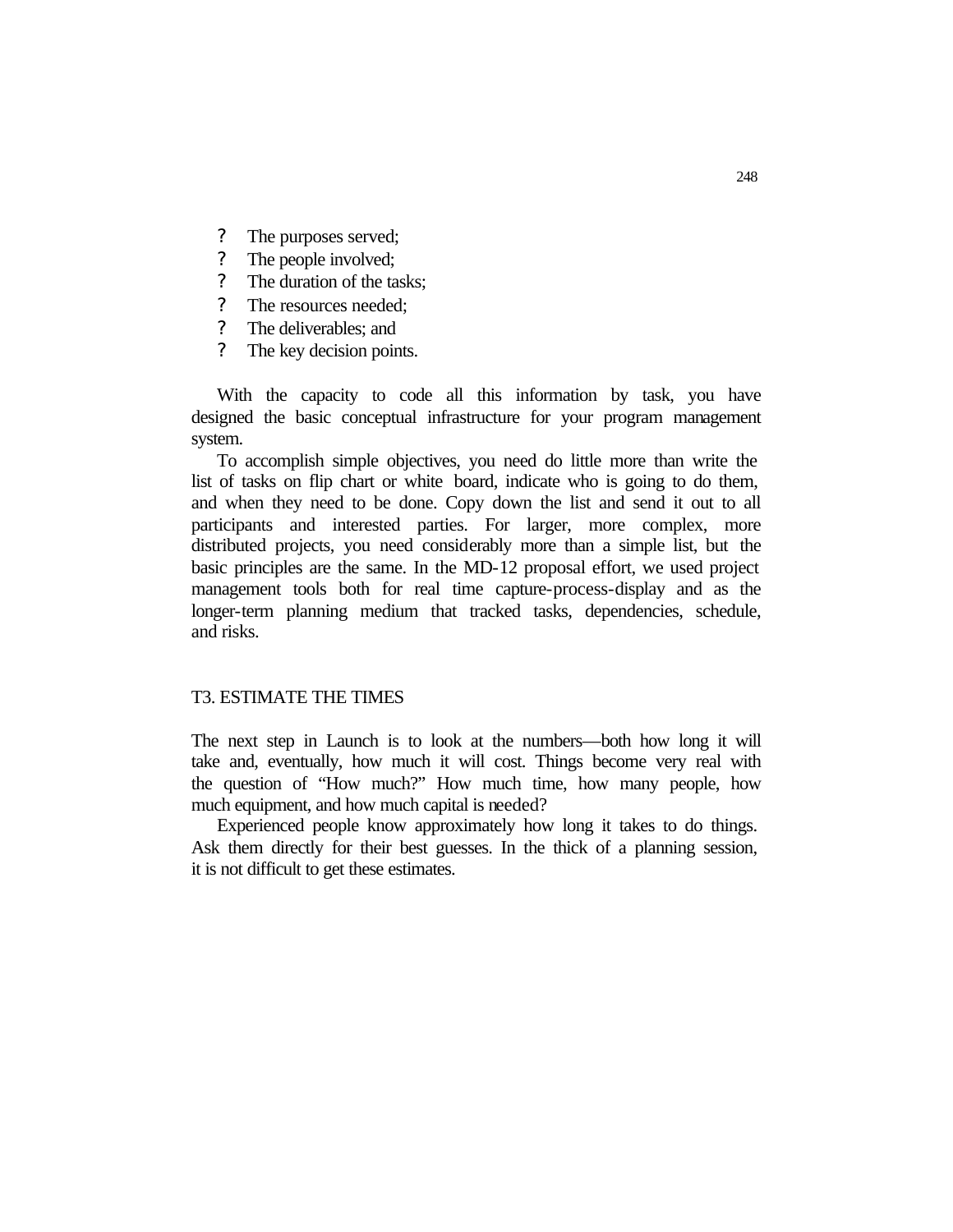- The purposes served;
- The people involved;
- The duration of the tasks;
- The resources needed;
- The deliverables; and
- The key decision points.

With the capacity to code all this information by task, you have designed the basic conceptual infrastructure for your program management system.

To accomplish simple objectives, you need do little more than write the list of tasks on flip chart or white board, indicate who is going to do them, and when they need to be done. Copy down the list and send it out to all participants and interested parties. For larger, more complex, more distributed projects, you need considerably more than a simple list, but the basic principles are the same. In the MD-12 proposal effort, we used project management tools both for real time capture-process-display and as the longer-term planning medium that tracked tasks, dependencies, schedule, and risks.

## T3. ESTIMATE THE TIMES

The next step in Launch is to look at the numbers—both how long it will take and, eventually, how much it will cost. Things become very real with the question of "How much?" How much time, how many people, how much equipment, and how much capital is needed?

Experienced people know approximately how long it takes to do things. Ask them directly for their best guesses. In the thick of a planning session, it is not difficult to get these estimates.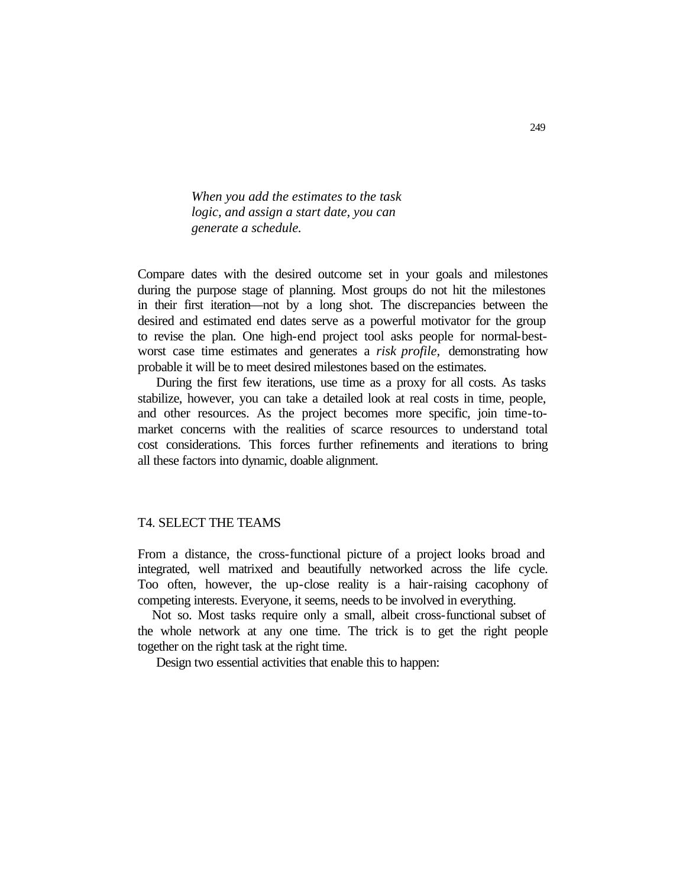*When you add the estimates to the task logic, and assign a start date, you can generate a schedule.*

Compare dates with the desired outcome set in your goals and milestones during the purpose stage of planning. Most groups do not hit the milestones in their first iteration—not by a long shot. The discrepancies between the desired and estimated end dates serve as a powerful motivator for the group to revise the plan. One high-end project tool asks people for normal-best-worst case time estimates and generates a *risk profile,* demonstrating how probable it will be to meet desired milestones based on the estimates.

During the first few iterations, use time as a proxy for all costs. As tasks stabilize, however, you can take a detailed look at real costs in time, people, and other resources. As the project becomes more specific, join time-to-market concerns with the realities of scarce resources to understand total cost considerations. This forces further refinements and iterations to bring all these factors into dynamic, doable alignment.

## T4. SELECT THE TEAMS

From a distance, the cross-functional picture of a project looks broad and integrated, well matrixed and beautifully networked across the life cycle. Too often, however, the up-close reality is a hair-raising cacophony of competing interests. Everyone, it seems, needs to be involved in everything.

Not so. Most tasks require only a small, albeit cross-functional subset of the whole network at any one time. The trick is to get the right people together on the right task at the right time.

Design two essential activities that enable this to happen: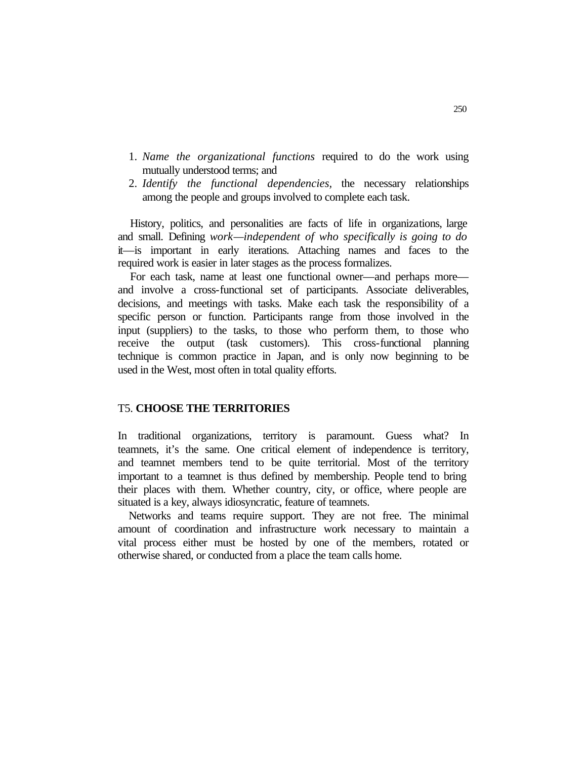1. *Name the organizational functions* required to do the work using mutually understood terms; and
2. *Identify the functional dependencies,* the necessary relationships among the people and groups involved to complete each task.

History, politics, and personalities are facts of life in organizations, large and small. Defining *work—independent of who specifically is going to do* it—is important in early iterations. Attaching names and faces to the required work is easier in later stages as the process formalizes.

For each task, name at least one functional owner—and perhaps more—and involve a cross-functional set of participants. Associate deliverables, decisions, and meetings with tasks. Make each task the responsibility of a specific person or function. Participants range from those involved in the input (suppliers) to the tasks, to those who perform them, to those who receive the output (task customers). This cross-functional planning technique is common practice in Japan, and is only now beginning to be used in the West, most often in total quality efforts.

## T5. **CHOOSE THE TERRITORIES**

In traditional organizations, territory is paramount. Guess what? In teamnets, it's the same. One critical element of independence is territory, and teamnet members tend to be quite territorial. Most of the territory important to a teamnet is thus defined by membership. People tend to bring their places with them. Whether country, city, or office, where people are situated is a key, always idiosyncratic, feature of teamnets.

Networks and teams require support. They are not free. The minimal amount of coordination and infrastructure work necessary to maintain a vital process either must be hosted by one of the members, rotated or otherwise shared, or conducted from a place the team calls home.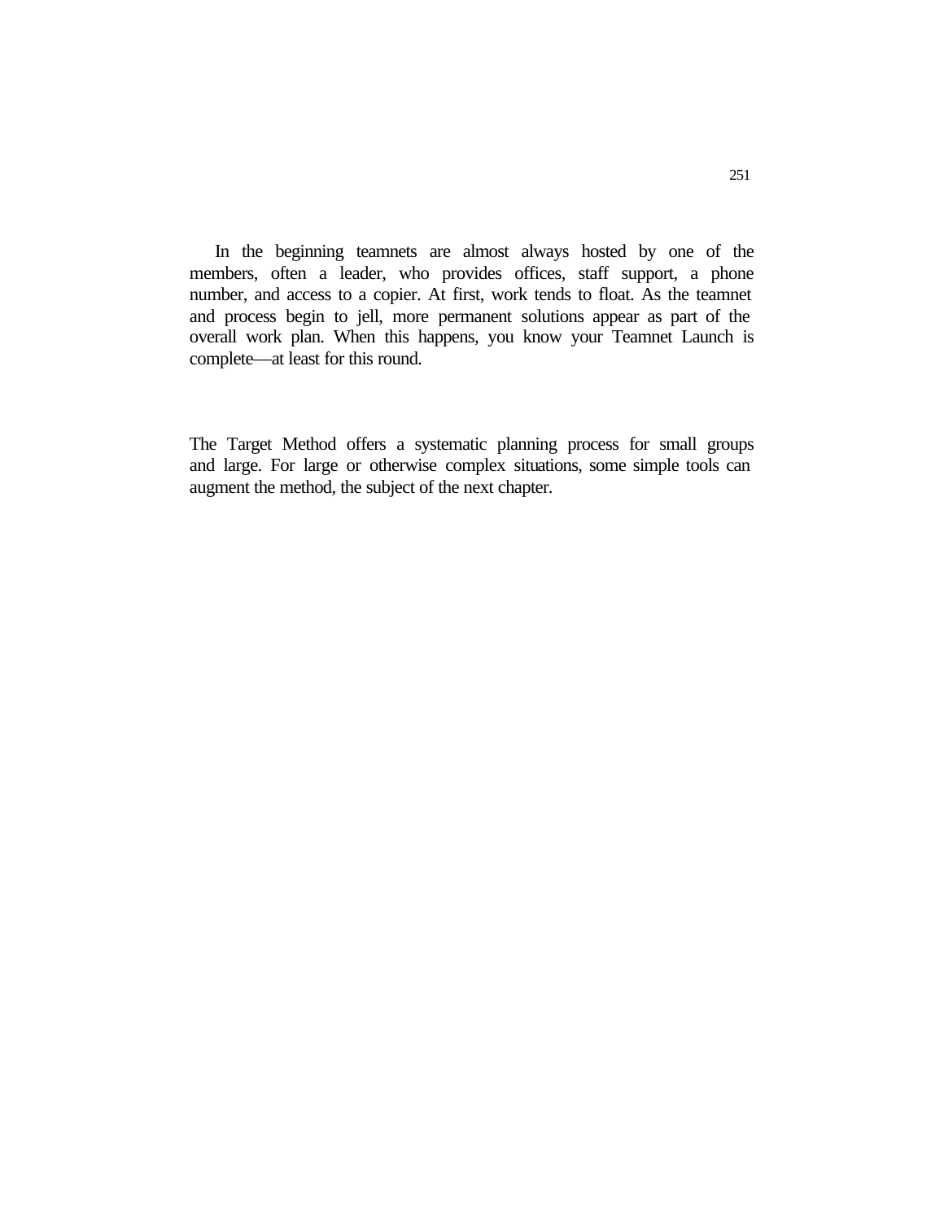In the beginning teamnets are almost always hosted by one of the members, often a leader, who provides offices, staff support, a phone number, and access to a copier. At first, work tends to float. As the teamnet and process begin to jell, more permanent solutions appear as part of the overall work plan. When this happens, you know your Teamnet Launch is complete—at least for this round.

The Target Method offers a systematic planning process for small groups and large. For large or otherwise complex situations, some simple tools can augment the method, the subject of the next chapter.